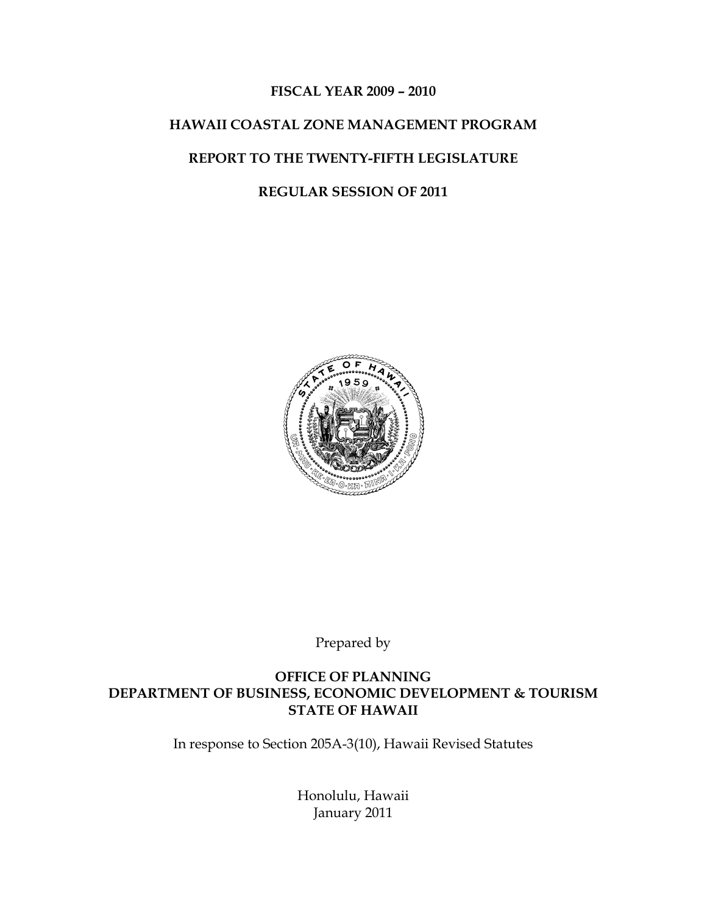# FISCAL YEAR 2009 – 2010

# HAWAII COASTAL ZONE MANAGEMENT PROGRAM

# REPORT TO THE TWENTY-FIFTH LEGISLATURE

# REGULAR SESSION OF 2011

Prepared by

**OFFICE OF PLANNING**
**DEPARTMENT OF BUSINESS, ECONOMIC DEVELOPMENT & TOURISM**
**STATE OF HAWAII**

In response to Section 205A-3(10), Hawaii Revised Statutes

Honolulu, Hawaii
January 2011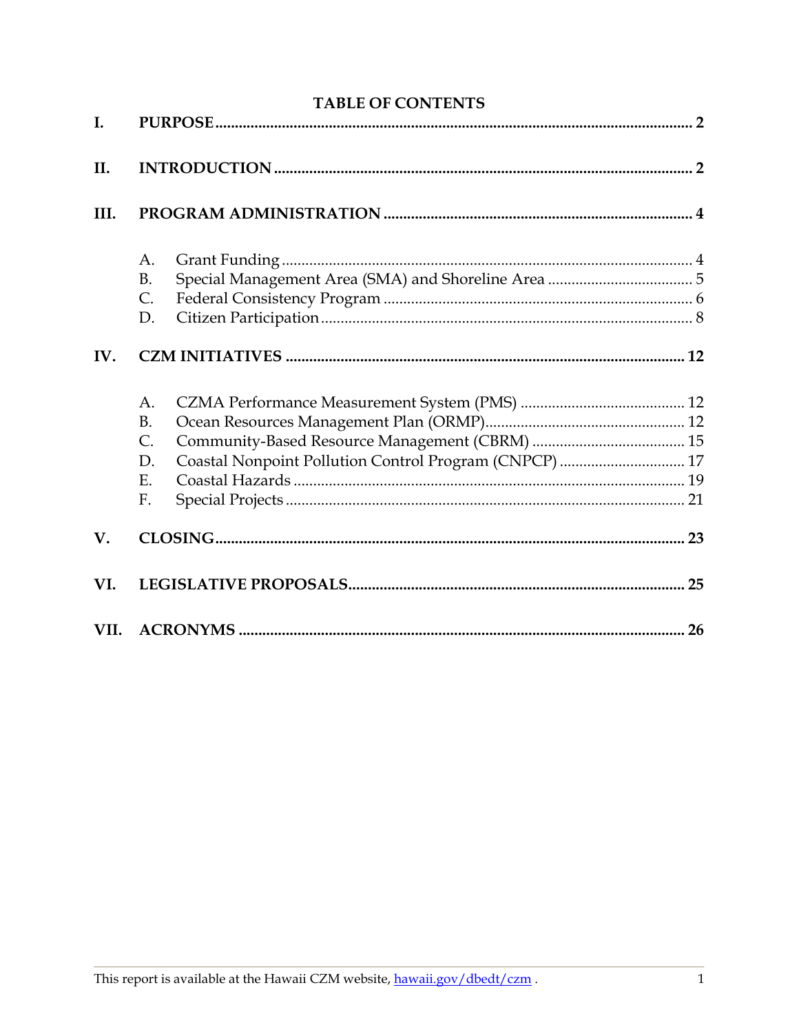# TABLE OF CONTENTS

I. **PURPOSE** ........ 2

II. **INTRODUCTION** ........ 2

III. **PROGRAM ADMINISTRATION** ........ 4

- A. Grant Funding ........ 4
- B. Special Management Area (SMA) and Shoreline Area ........ 5
- C. Federal Consistency Program ........ 6
- D. Citizen Participation ........ 8

IV. **CZM INITIATIVES** ........ 12

- A. CZMA Performance Measurement System (PMS) ........ 12
- B. Ocean Resources Management Plan (ORMP) ........ 12
- C. Community-Based Resource Management (CBRM) ........ 15
- D. Coastal Nonpoint Pollution Control Program (CNPCP) ........ 17
- E. Coastal Hazards ........ 19
- F. Special Projects ........ 21

V. **CLOSING** ........ 23

VI. **LEGISLATIVE PROPOSALS** ........ 25

VII. **ACRONYMS** ........ 26

This report is available at the Hawaii CZM website, [hawaii.gov/dbedt/czm](hawaii.gov/dbedt/czm) .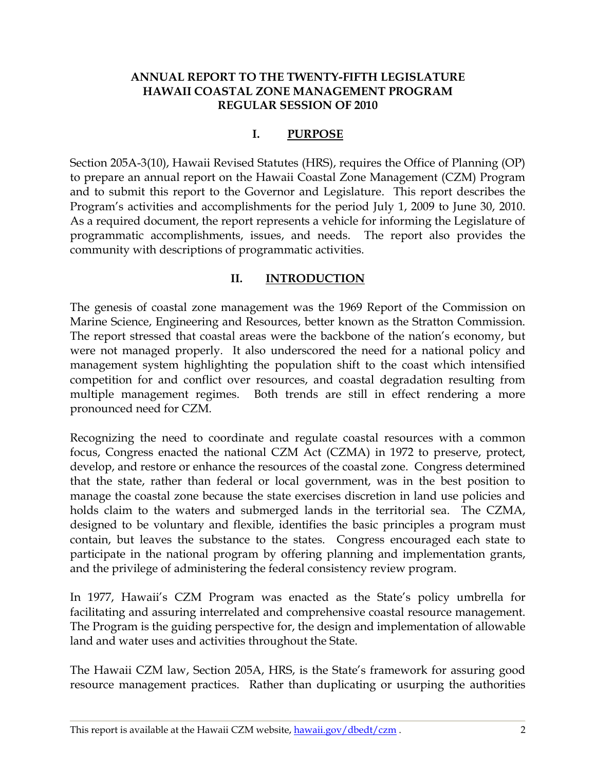**ANNUAL REPORT TO THE TWENTY-FIFTH LEGISLATURE**
**HAWAII COASTAL ZONE MANAGEMENT PROGRAM**
**REGULAR SESSION OF 2010**

## I. PURPOSE

Section 205A-3(10), Hawaii Revised Statutes (HRS), requires the Office of Planning (OP) to prepare an annual report on the Hawaii Coastal Zone Management (CZM) Program and to submit this report to the Governor and Legislature. This report describes the Program's activities and accomplishments for the period July 1, 2009 to June 30, 2010. As a required document, the report represents a vehicle for informing the Legislature of programmatic accomplishments, issues, and needs. The report also provides the community with descriptions of programmatic activities.

## II. INTRODUCTION

The genesis of coastal zone management was the 1969 Report of the Commission on Marine Science, Engineering and Resources, better known as the Stratton Commission. The report stressed that coastal areas were the backbone of the nation's economy, but were not managed properly. It also underscored the need for a national policy and management system highlighting the population shift to the coast which intensified competition for and conflict over resources, and coastal degradation resulting from multiple management regimes. Both trends are still in effect rendering a more pronounced need for CZM.

Recognizing the need to coordinate and regulate coastal resources with a common focus, Congress enacted the national CZM Act (CZMA) in 1972 to preserve, protect, develop, and restore or enhance the resources of the coastal zone. Congress determined that the state, rather than federal or local government, was in the best position to manage the coastal zone because the state exercises discretion in land use policies and holds claim to the waters and submerged lands in the territorial sea. The CZMA, designed to be voluntary and flexible, identifies the basic principles a program must contain, but leaves the substance to the states. Congress encouraged each state to participate in the national program by offering planning and implementation grants, and the privilege of administering the federal consistency review program.

In 1977, Hawaii's CZM Program was enacted as the State's policy umbrella for facilitating and assuring interrelated and comprehensive coastal resource management. The Program is the guiding perspective for, the design and implementation of allowable land and water uses and activities throughout the State.

The Hawaii CZM law, Section 205A, HRS, is the State's framework for assuring good resource management practices. Rather than duplicating or usurping the authorities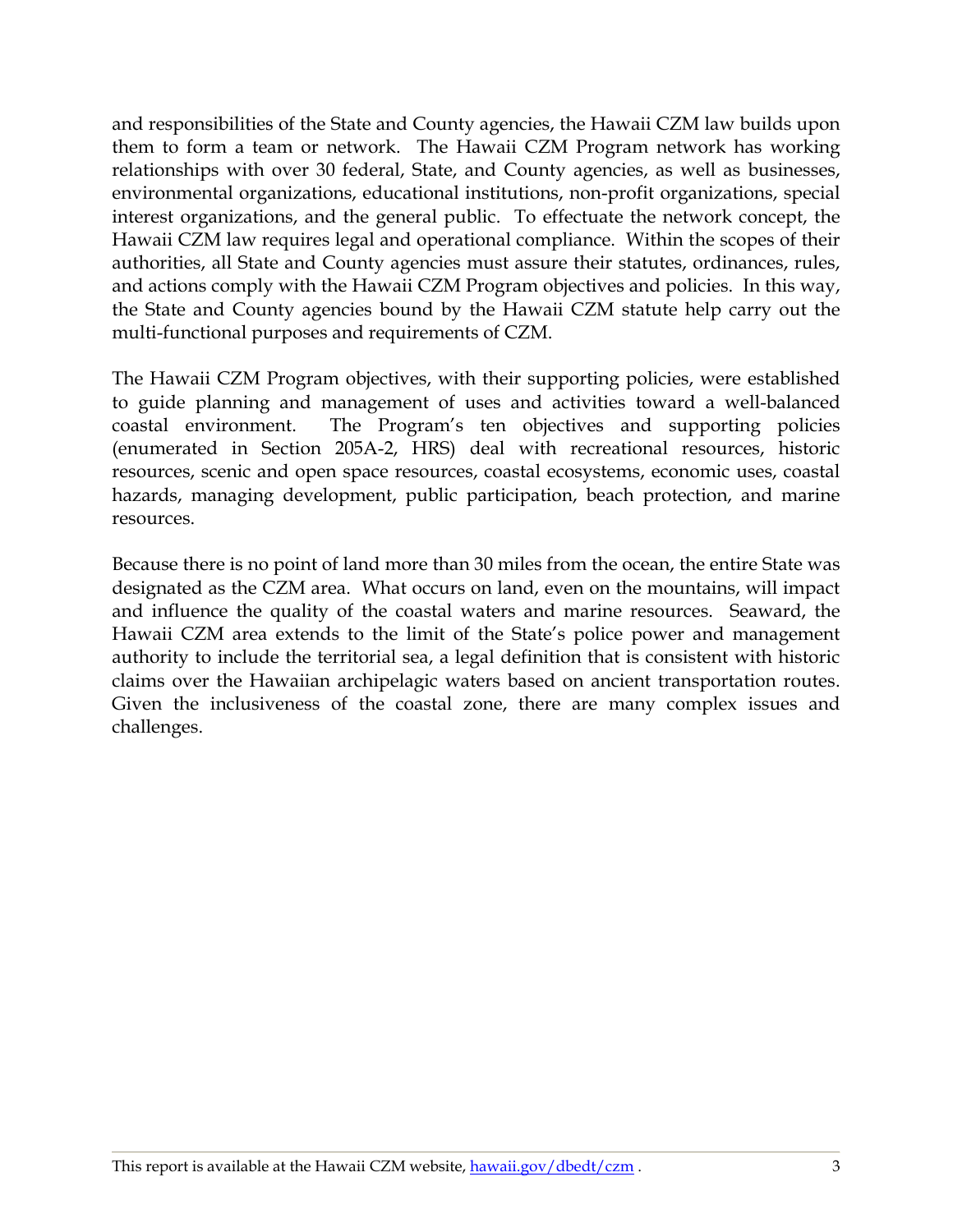and responsibilities of the State and County agencies, the Hawaii CZM law builds upon them to form a team or network. The Hawaii CZM Program network has working relationships with over 30 federal, State, and County agencies, as well as businesses, environmental organizations, educational institutions, non-profit organizations, special interest organizations, and the general public. To effectuate the network concept, the Hawaii CZM law requires legal and operational compliance. Within the scopes of their authorities, all State and County agencies must assure their statutes, ordinances, rules, and actions comply with the Hawaii CZM Program objectives and policies. In this way, the State and County agencies bound by the Hawaii CZM statute help carry out the multi-functional purposes and requirements of CZM.

The Hawaii CZM Program objectives, with their supporting policies, were established to guide planning and management of uses and activities toward a well-balanced coastal environment. The Program's ten objectives and supporting policies (enumerated in Section 205A-2, HRS) deal with recreational resources, historic resources, scenic and open space resources, coastal ecosystems, economic uses, coastal hazards, managing development, public participation, beach protection, and marine resources.

Because there is no point of land more than 30 miles from the ocean, the entire State was designated as the CZM area. What occurs on land, even on the mountains, will impact and influence the quality of the coastal waters and marine resources. Seaward, the Hawaii CZM area extends to the limit of the State's police power and management authority to include the territorial sea, a legal definition that is consistent with historic claims over the Hawaiian archipelagic waters based on ancient transportation routes. Given the inclusiveness of the coastal zone, there are many complex issues and challenges.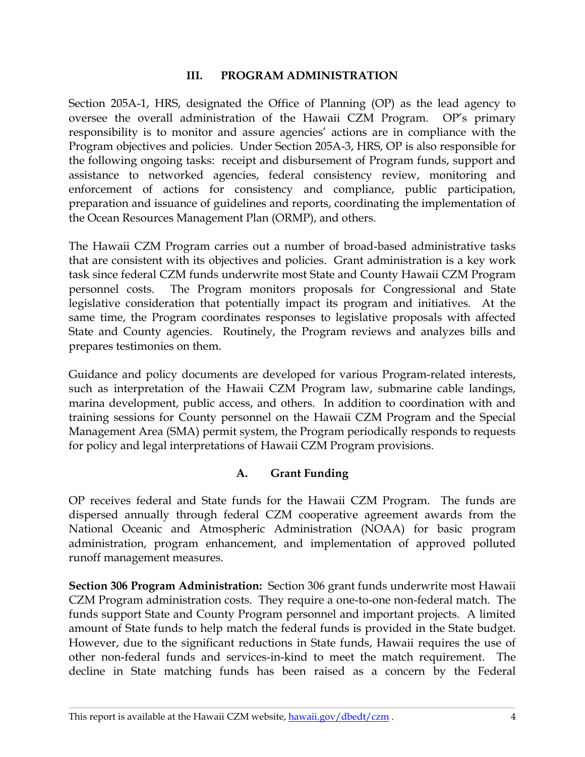## III. PROGRAM ADMINISTRATION

Section 205A-1, HRS, designated the Office of Planning (OP) as the lead agency to oversee the overall administration of the Hawaii CZM Program. OP's primary responsibility is to monitor and assure agencies' actions are in compliance with the Program objectives and policies. Under Section 205A-3, HRS, OP is also responsible for the following ongoing tasks: receipt and disbursement of Program funds, support and assistance to networked agencies, federal consistency review, monitoring and enforcement of actions for consistency and compliance, public participation, preparation and issuance of guidelines and reports, coordinating the implementation of the Ocean Resources Management Plan (ORMP), and others.

The Hawaii CZM Program carries out a number of broad-based administrative tasks that are consistent with its objectives and policies. Grant administration is a key work task since federal CZM funds underwrite most State and County Hawaii CZM Program personnel costs. The Program monitors proposals for Congressional and State legislative consideration that potentially impact its program and initiatives. At the same time, the Program coordinates responses to legislative proposals with affected State and County agencies. Routinely, the Program reviews and analyzes bills and prepares testimonies on them.

Guidance and policy documents are developed for various Program-related interests, such as interpretation of the Hawaii CZM Program law, submarine cable landings, marina development, public access, and others. In addition to coordination with and training sessions for County personnel on the Hawaii CZM Program and the Special Management Area (SMA) permit system, the Program periodically responds to requests for policy and legal interpretations of Hawaii CZM Program provisions.

### A. Grant Funding

OP receives federal and State funds for the Hawaii CZM Program. The funds are dispersed annually through federal CZM cooperative agreement awards from the National Oceanic and Atmospheric Administration (NOAA) for basic program administration, program enhancement, and implementation of approved polluted runoff management measures.

**Section 306 Program Administration:** Section 306 grant funds underwrite most Hawaii CZM Program administration costs. They require a one-to-one non-federal match. The funds support State and County Program personnel and important projects. A limited amount of State funds to help match the federal funds is provided in the State budget. However, due to the significant reductions in State funds, Hawaii requires the use of other non-federal funds and services-in-kind to meet the match requirement. The decline in State matching funds has been raised as a concern by the Federal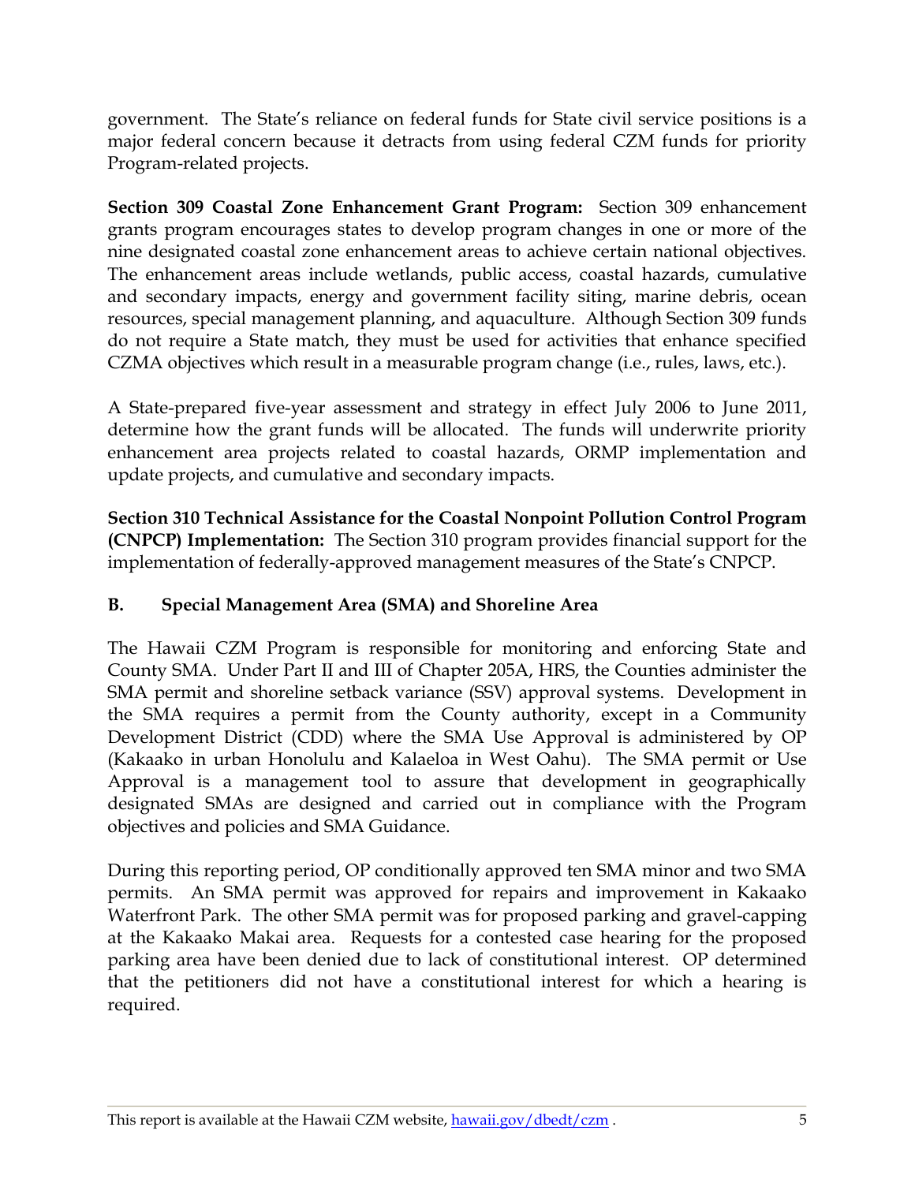government. The State's reliance on federal funds for State civil service positions is a major federal concern because it detracts from using federal CZM funds for priority Program-related projects.

**Section 309 Coastal Zone Enhancement Grant Program:** Section 309 enhancement grants program encourages states to develop program changes in one or more of the nine designated coastal zone enhancement areas to achieve certain national objectives. The enhancement areas include wetlands, public access, coastal hazards, cumulative and secondary impacts, energy and government facility siting, marine debris, ocean resources, special management planning, and aquaculture. Although Section 309 funds do not require a State match, they must be used for activities that enhance specified CZMA objectives which result in a measurable program change (i.e., rules, laws, etc.).

A State-prepared five-year assessment and strategy in effect July 2006 to June 2011, determine how the grant funds will be allocated. The funds will underwrite priority enhancement area projects related to coastal hazards, ORMP implementation and update projects, and cumulative and secondary impacts.

**Section 310 Technical Assistance for the Coastal Nonpoint Pollution Control Program (CNPCP) Implementation:** The Section 310 program provides financial support for the implementation of federally-approved management measures of the State's CNPCP.

## B. Special Management Area (SMA) and Shoreline Area

The Hawaii CZM Program is responsible for monitoring and enforcing State and County SMA. Under Part II and III of Chapter 205A, HRS, the Counties administer the SMA permit and shoreline setback variance (SSV) approval systems. Development in the SMA requires a permit from the County authority, except in a Community Development District (CDD) where the SMA Use Approval is administered by OP (Kakaako in urban Honolulu and Kalaeloa in West Oahu). The SMA permit or Use Approval is a management tool to assure that development in geographically designated SMAs are designed and carried out in compliance with the Program objectives and policies and SMA Guidance.

During this reporting period, OP conditionally approved ten SMA minor and two SMA permits. An SMA permit was approved for repairs and improvement in Kakaako Waterfront Park. The other SMA permit was for proposed parking and gravel-capping at the Kakaako Makai area. Requests for a contested case hearing for the proposed parking area have been denied due to lack of constitutional interest. OP determined that the petitioners did not have a constitutional interest for which a hearing is required.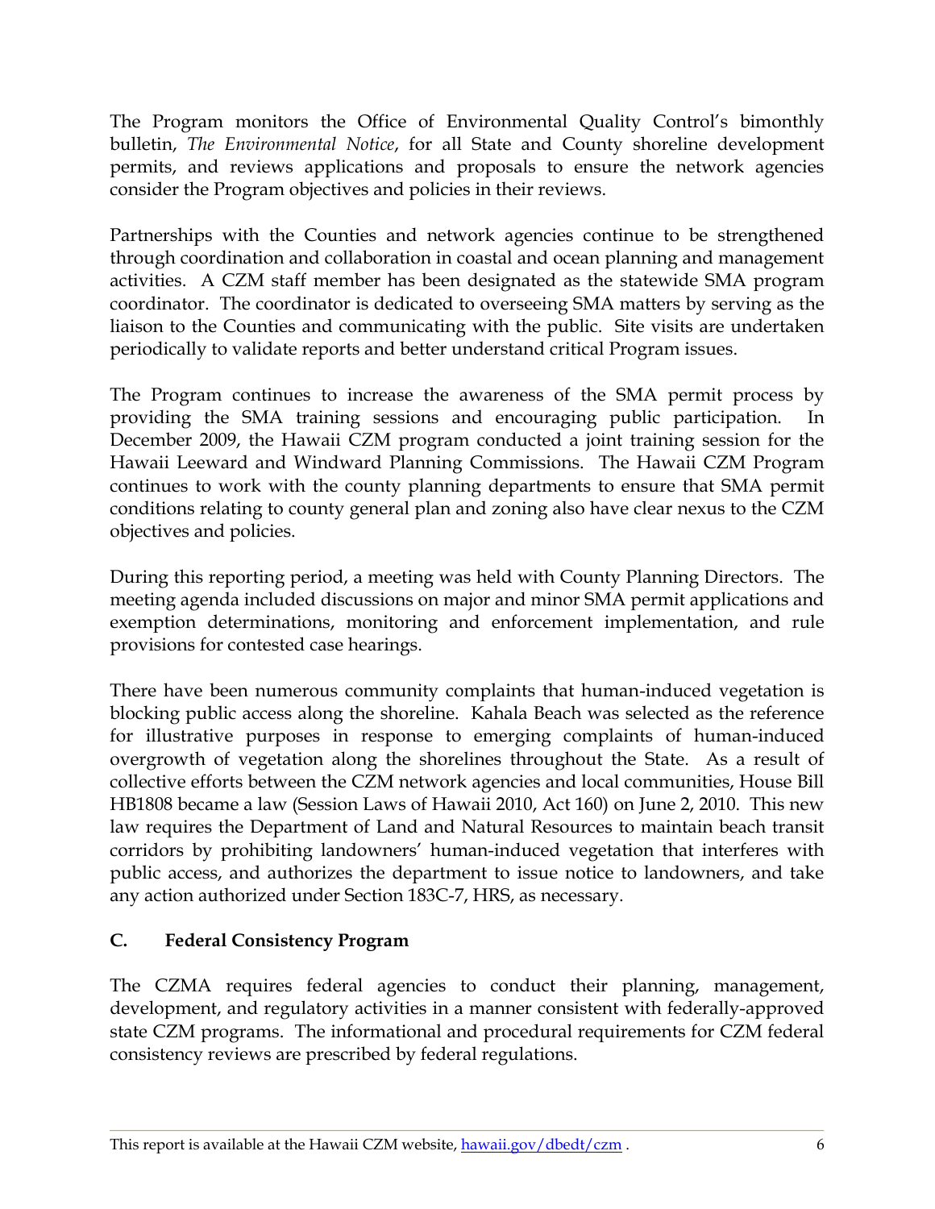The Program monitors the Office of Environmental Quality Control's bimonthly bulletin, *The Environmental Notice*, for all State and County shoreline development permits, and reviews applications and proposals to ensure the network agencies consider the Program objectives and policies in their reviews.

Partnerships with the Counties and network agencies continue to be strengthened through coordination and collaboration in coastal and ocean planning and management activities. A CZM staff member has been designated as the statewide SMA program coordinator. The coordinator is dedicated to overseeing SMA matters by serving as the liaison to the Counties and communicating with the public. Site visits are undertaken periodically to validate reports and better understand critical Program issues.

The Program continues to increase the awareness of the SMA permit process by providing the SMA training sessions and encouraging public participation. In December 2009, the Hawaii CZM program conducted a joint training session for the Hawaii Leeward and Windward Planning Commissions. The Hawaii CZM Program continues to work with the county planning departments to ensure that SMA permit conditions relating to county general plan and zoning also have clear nexus to the CZM objectives and policies.

During this reporting period, a meeting was held with County Planning Directors. The meeting agenda included discussions on major and minor SMA permit applications and exemption determinations, monitoring and enforcement implementation, and rule provisions for contested case hearings.

There have been numerous community complaints that human-induced vegetation is blocking public access along the shoreline. Kahala Beach was selected as the reference for illustrative purposes in response to emerging complaints of human-induced overgrowth of vegetation along the shorelines throughout the State. As a result of collective efforts between the CZM network agencies and local communities, House Bill HB1808 became a law (Session Laws of Hawaii 2010, Act 160) on June 2, 2010. This new law requires the Department of Land and Natural Resources to maintain beach transit corridors by prohibiting landowners' human-induced vegetation that interferes with public access, and authorizes the department to issue notice to landowners, and take any action authorized under Section 183C-7, HRS, as necessary.

### C. Federal Consistency Program

The CZMA requires federal agencies to conduct their planning, management, development, and regulatory activities in a manner consistent with federally-approved state CZM programs. The informational and procedural requirements for CZM federal consistency reviews are prescribed by federal regulations.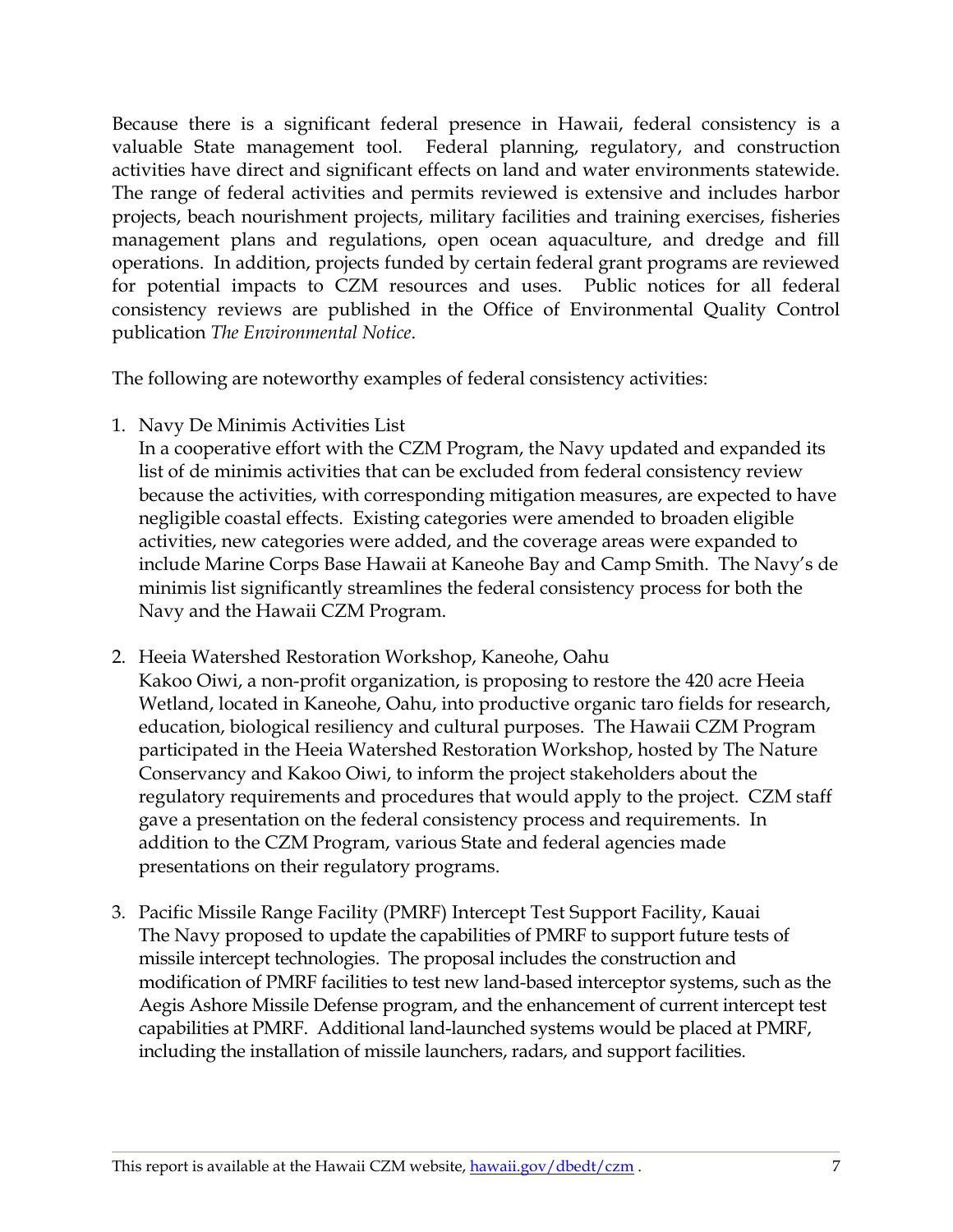Because there is a significant federal presence in Hawaii, federal consistency is a valuable State management tool. Federal planning, regulatory, and construction activities have direct and significant effects on land and water environments statewide. The range of federal activities and permits reviewed is extensive and includes harbor projects, beach nourishment projects, military facilities and training exercises, fisheries management plans and regulations, open ocean aquaculture, and dredge and fill operations. In addition, projects funded by certain federal grant programs are reviewed for potential impacts to CZM resources and uses. Public notices for all federal consistency reviews are published in the Office of Environmental Quality Control publication *The Environmental Notice*.

The following are noteworthy examples of federal consistency activities:

1. Navy De Minimis Activities List
   In a cooperative effort with the CZM Program, the Navy updated and expanded its list of de minimis activities that can be excluded from federal consistency review because the activities, with corresponding mitigation measures, are expected to have negligible coastal effects. Existing categories were amended to broaden eligible activities, new categories were added, and the coverage areas were expanded to include Marine Corps Base Hawaii at Kaneohe Bay and Camp Smith. The Navy's de minimis list significantly streamlines the federal consistency process for both the Navy and the Hawaii CZM Program.

2. Heeia Watershed Restoration Workshop, Kaneohe, Oahu
   Kakoo Oiwi, a non-profit organization, is proposing to restore the 420 acre Heeia Wetland, located in Kaneohe, Oahu, into productive organic taro fields for research, education, biological resiliency and cultural purposes. The Hawaii CZM Program participated in the Heeia Watershed Restoration Workshop, hosted by The Nature Conservancy and Kakoo Oiwi, to inform the project stakeholders about the regulatory requirements and procedures that would apply to the project. CZM staff gave a presentation on the federal consistency process and requirements. In addition to the CZM Program, various State and federal agencies made presentations on their regulatory programs.

3. Pacific Missile Range Facility (PMRF) Intercept Test Support Facility, Kauai
   The Navy proposed to update the capabilities of PMRF to support future tests of missile intercept technologies. The proposal includes the construction and modification of PMRF facilities to test new land-based interceptor systems, such as the Aegis Ashore Missile Defense program, and the enhancement of current intercept test capabilities at PMRF. Additional land-launched systems would be placed at PMRF, including the installation of missile launchers, radars, and support facilities.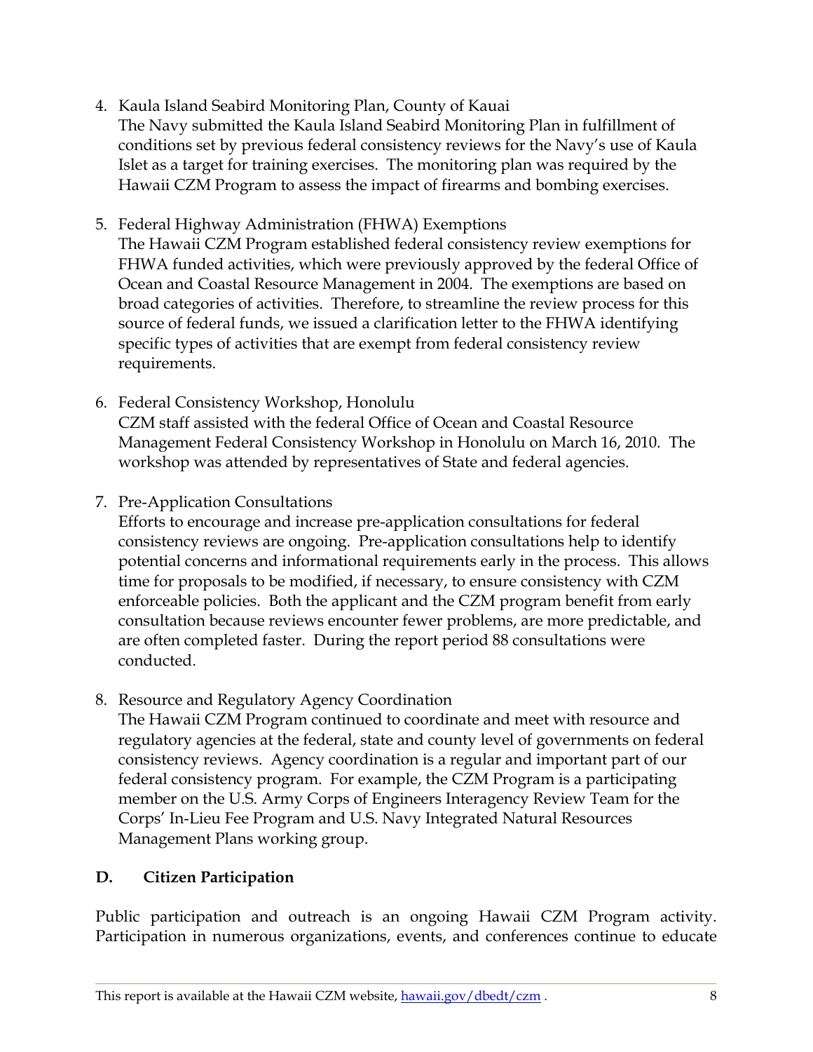4. Kaula Island Seabird Monitoring Plan, County of Kauai
   The Navy submitted the Kaula Island Seabird Monitoring Plan in fulfillment of conditions set by previous federal consistency reviews for the Navy's use of Kaula Islet as a target for training exercises. The monitoring plan was required by the Hawaii CZM Program to assess the impact of firearms and bombing exercises.

5. Federal Highway Administration (FHWA) Exemptions
   The Hawaii CZM Program established federal consistency review exemptions for FHWA funded activities, which were previously approved by the federal Office of Ocean and Coastal Resource Management in 2004. The exemptions are based on broad categories of activities. Therefore, to streamline the review process for this source of federal funds, we issued a clarification letter to the FHWA identifying specific types of activities that are exempt from federal consistency review requirements.

6. Federal Consistency Workshop, Honolulu
   CZM staff assisted with the federal Office of Ocean and Coastal Resource Management Federal Consistency Workshop in Honolulu on March 16, 2010. The workshop was attended by representatives of State and federal agencies.

7. Pre-Application Consultations
   Efforts to encourage and increase pre-application consultations for federal consistency reviews are ongoing. Pre-application consultations help to identify potential concerns and informational requirements early in the process. This allows time for proposals to be modified, if necessary, to ensure consistency with CZM enforceable policies. Both the applicant and the CZM program benefit from early consultation because reviews encounter fewer problems, are more predictable, and are often completed faster. During the report period 88 consultations were conducted.

8. Resource and Regulatory Agency Coordination
   The Hawaii CZM Program continued to coordinate and meet with resource and regulatory agencies at the federal, state and county level of governments on federal consistency reviews. Agency coordination is a regular and important part of our federal consistency program. For example, the CZM Program is a participating member on the U.S. Army Corps of Engineers Interagency Review Team for the Corps' In-Lieu Fee Program and U.S. Navy Integrated Natural Resources Management Plans working group.

## D. Citizen Participation

Public participation and outreach is an ongoing Hawaii CZM Program activity. Participation in numerous organizations, events, and conferences continue to educate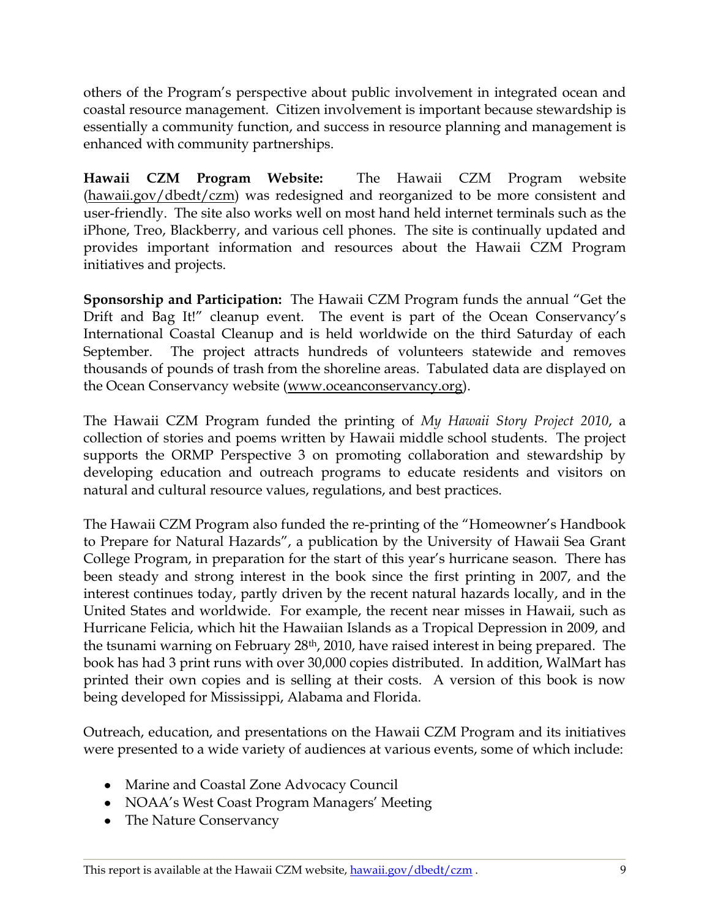others of the Program's perspective about public involvement in integrated ocean and coastal resource management. Citizen involvement is important because stewardship is essentially a community function, and success in resource planning and management is enhanced with community partnerships.

**Hawaii CZM Program Website:** The Hawaii CZM Program website (hawaii.gov/dbedt/czm) was redesigned and reorganized to be more consistent and user-friendly. The site also works well on most hand held internet terminals such as the iPhone, Treo, Blackberry, and various cell phones. The site is continually updated and provides important information and resources about the Hawaii CZM Program initiatives and projects.

**Sponsorship and Participation:** The Hawaii CZM Program funds the annual "Get the Drift and Bag It!" cleanup event. The event is part of the Ocean Conservancy's International Coastal Cleanup and is held worldwide on the third Saturday of each September. The project attracts hundreds of volunteers statewide and removes thousands of pounds of trash from the shoreline areas. Tabulated data are displayed on the Ocean Conservancy website (www.oceanconservancy.org).

The Hawaii CZM Program funded the printing of *My Hawaii Story Project 2010*, a collection of stories and poems written by Hawaii middle school students. The project supports the ORMP Perspective 3 on promoting collaboration and stewardship by developing education and outreach programs to educate residents and visitors on natural and cultural resource values, regulations, and best practices.

The Hawaii CZM Program also funded the re-printing of the "Homeowner's Handbook to Prepare for Natural Hazards", a publication by the University of Hawaii Sea Grant College Program, in preparation for the start of this year's hurricane season. There has been steady and strong interest in the book since the first printing in 2007, and the interest continues today, partly driven by the recent natural hazards locally, and in the United States and worldwide. For example, the recent near misses in Hawaii, such as Hurricane Felicia, which hit the Hawaiian Islands as a Tropical Depression in 2009, and the tsunami warning on February 28th, 2010, have raised interest in being prepared. The book has had 3 print runs with over 30,000 copies distributed. In addition, WalMart has printed their own copies and is selling at their costs. A version of this book is now being developed for Mississippi, Alabama and Florida.

Outreach, education, and presentations on the Hawaii CZM Program and its initiatives were presented to a wide variety of audiences at various events, some of which include:

- Marine and Coastal Zone Advocacy Council
- NOAA's West Coast Program Managers' Meeting
- The Nature Conservancy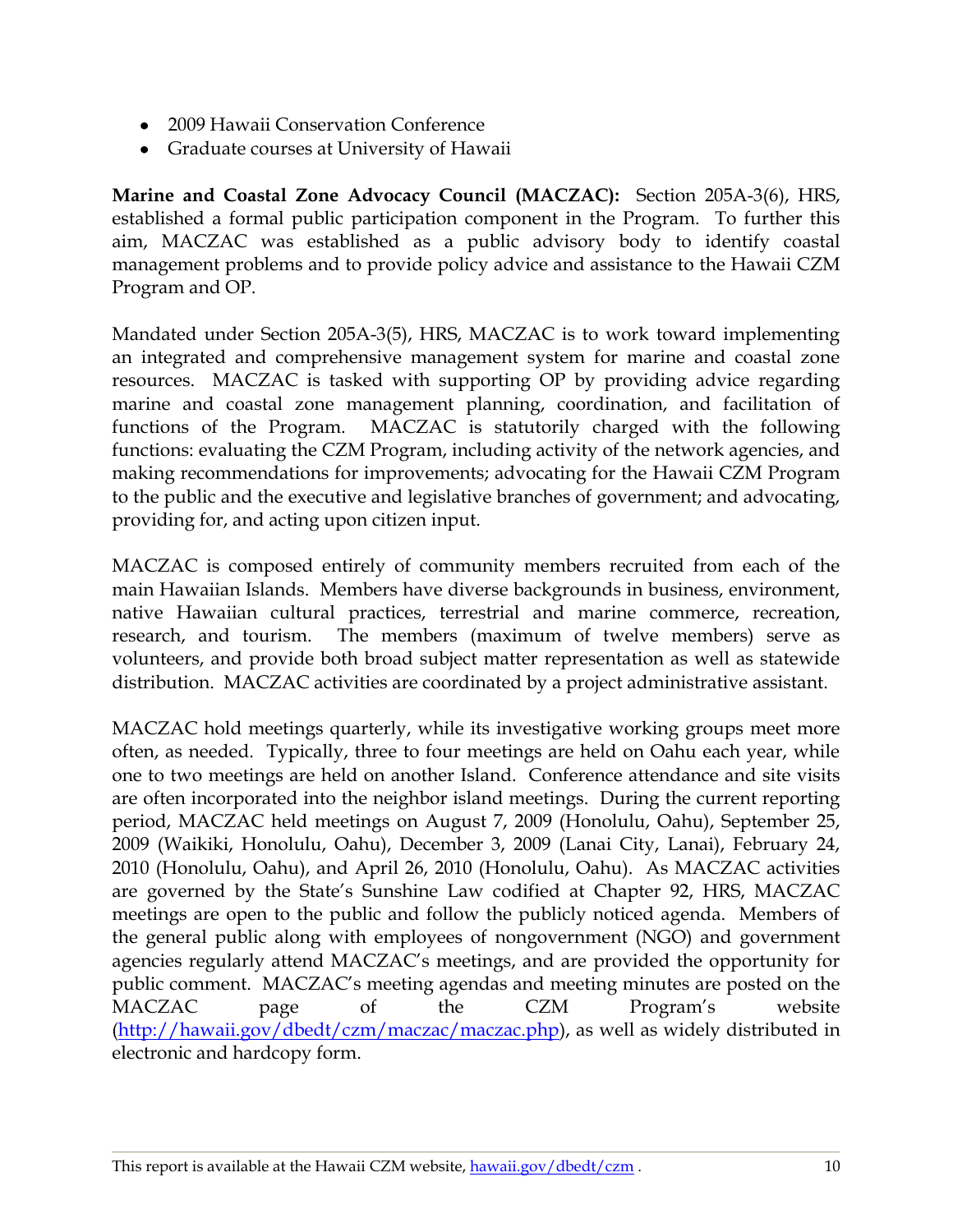- 2009 Hawaii Conservation Conference
- Graduate courses at University of Hawaii

**Marine and Coastal Zone Advocacy Council (MACZAC):** Section 205A-3(6), HRS, established a formal public participation component in the Program. To further this aim, MACZAC was established as a public advisory body to identify coastal management problems and to provide policy advice and assistance to the Hawaii CZM Program and OP.

Mandated under Section 205A-3(5), HRS, MACZAC is to work toward implementing an integrated and comprehensive management system for marine and coastal zone resources. MACZAC is tasked with supporting OP by providing advice regarding marine and coastal zone management planning, coordination, and facilitation of functions of the Program. MACZAC is statutorily charged with the following functions: evaluating the CZM Program, including activity of the network agencies, and making recommendations for improvements; advocating for the Hawaii CZM Program to the public and the executive and legislative branches of government; and advocating, providing for, and acting upon citizen input.

MACZAC is composed entirely of community members recruited from each of the main Hawaiian Islands. Members have diverse backgrounds in business, environment, native Hawaiian cultural practices, terrestrial and marine commerce, recreation, research, and tourism. The members (maximum of twelve members) serve as volunteers, and provide both broad subject matter representation as well as statewide distribution. MACZAC activities are coordinated by a project administrative assistant.

MACZAC hold meetings quarterly, while its investigative working groups meet more often, as needed. Typically, three to four meetings are held on Oahu each year, while one to two meetings are held on another Island. Conference attendance and site visits are often incorporated into the neighbor island meetings. During the current reporting period, MACZAC held meetings on August 7, 2009 (Honolulu, Oahu), September 25, 2009 (Waikiki, Honolulu, Oahu), December 3, 2009 (Lanai City, Lanai), February 24, 2010 (Honolulu, Oahu), and April 26, 2010 (Honolulu, Oahu). As MACZAC activities are governed by the State's Sunshine Law codified at Chapter 92, HRS, MACZAC meetings are open to the public and follow the publicly noticed agenda. Members of the general public along with employees of nongovernment (NGO) and government agencies regularly attend MACZAC's meetings, and are provided the opportunity for public comment. MACZAC's meeting agendas and meeting minutes are posted on the MACZAC page of the CZM Program's website (http://hawaii.gov/dbedt/czm/maczac/maczac.php), as well as widely distributed in electronic and hardcopy form.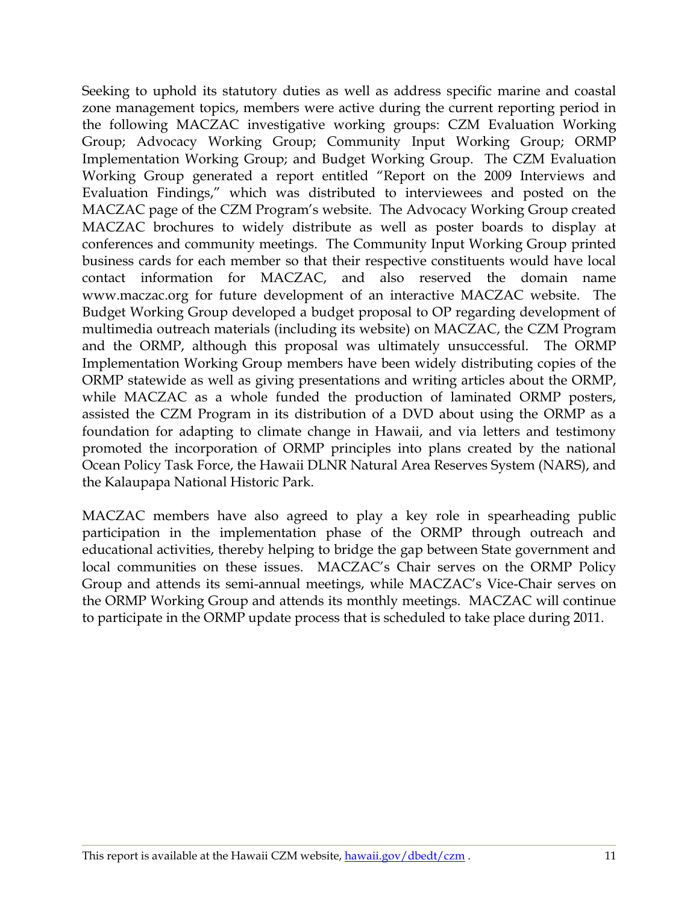Seeking to uphold its statutory duties as well as address specific marine and coastal zone management topics, members were active during the current reporting period in the following MACZAC investigative working groups: CZM Evaluation Working Group; Advocacy Working Group; Community Input Working Group; ORMP Implementation Working Group; and Budget Working Group. The CZM Evaluation Working Group generated a report entitled "Report on the 2009 Interviews and Evaluation Findings," which was distributed to interviewees and posted on the MACZAC page of the CZM Program's website. The Advocacy Working Group created MACZAC brochures to widely distribute as well as poster boards to display at conferences and community meetings. The Community Input Working Group printed business cards for each member so that their respective constituents would have local contact information for MACZAC, and also reserved the domain name www.maczac.org for future development of an interactive MACZAC website. The Budget Working Group developed a budget proposal to OP regarding development of multimedia outreach materials (including its website) on MACZAC, the CZM Program and the ORMP, although this proposal was ultimately unsuccessful. The ORMP Implementation Working Group members have been widely distributing copies of the ORMP statewide as well as giving presentations and writing articles about the ORMP, while MACZAC as a whole funded the production of laminated ORMP posters, assisted the CZM Program in its distribution of a DVD about using the ORMP as a foundation for adapting to climate change in Hawaii, and via letters and testimony promoted the incorporation of ORMP principles into plans created by the national Ocean Policy Task Force, the Hawaii DLNR Natural Area Reserves System (NARS), and the Kalaupapa National Historic Park.

MACZAC members have also agreed to play a key role in spearheading public participation in the implementation phase of the ORMP through outreach and educational activities, thereby helping to bridge the gap between State government and local communities on these issues. MACZAC's Chair serves on the ORMP Policy Group and attends its semi-annual meetings, while MACZAC's Vice-Chair serves on the ORMP Working Group and attends its monthly meetings. MACZAC will continue to participate in the ORMP update process that is scheduled to take place during 2011.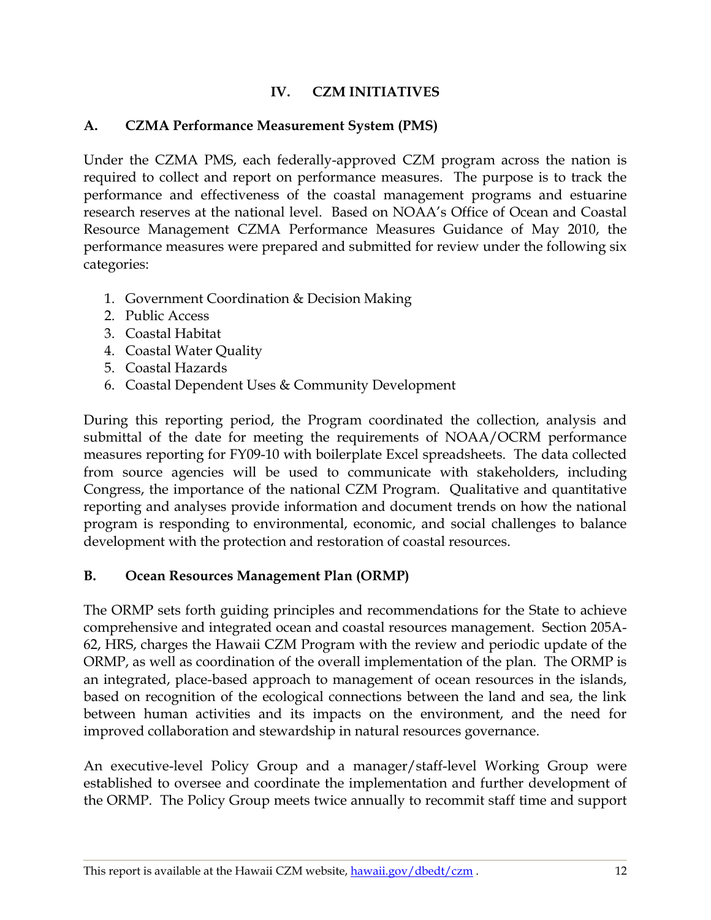## IV. CZM INITIATIVES

### A. CZMA Performance Measurement System (PMS)

Under the CZMA PMS, each federally-approved CZM program across the nation is required to collect and report on performance measures. The purpose is to track the performance and effectiveness of the coastal management programs and estuarine research reserves at the national level. Based on NOAA's Office of Ocean and Coastal Resource Management CZMA Performance Measures Guidance of May 2010, the performance measures were prepared and submitted for review under the following six categories:

1. Government Coordination & Decision Making
2. Public Access
3. Coastal Habitat
4. Coastal Water Quality
5. Coastal Hazards
6. Coastal Dependent Uses & Community Development

During this reporting period, the Program coordinated the collection, analysis and submittal of the date for meeting the requirements of NOAA/OCRM performance measures reporting for FY09-10 with boilerplate Excel spreadsheets. The data collected from source agencies will be used to communicate with stakeholders, including Congress, the importance of the national CZM Program. Qualitative and quantitative reporting and analyses provide information and document trends on how the national program is responding to environmental, economic, and social challenges to balance development with the protection and restoration of coastal resources.

### B. Ocean Resources Management Plan (ORMP)

The ORMP sets forth guiding principles and recommendations for the State to achieve comprehensive and integrated ocean and coastal resources management. Section 205A-62, HRS, charges the Hawaii CZM Program with the review and periodic update of the ORMP, as well as coordination of the overall implementation of the plan. The ORMP is an integrated, place-based approach to management of ocean resources in the islands, based on recognition of the ecological connections between the land and sea, the link between human activities and its impacts on the environment, and the need for improved collaboration and stewardship in natural resources governance.

An executive-level Policy Group and a manager/staff-level Working Group were established to oversee and coordinate the implementation and further development of the ORMP. The Policy Group meets twice annually to recommit staff time and support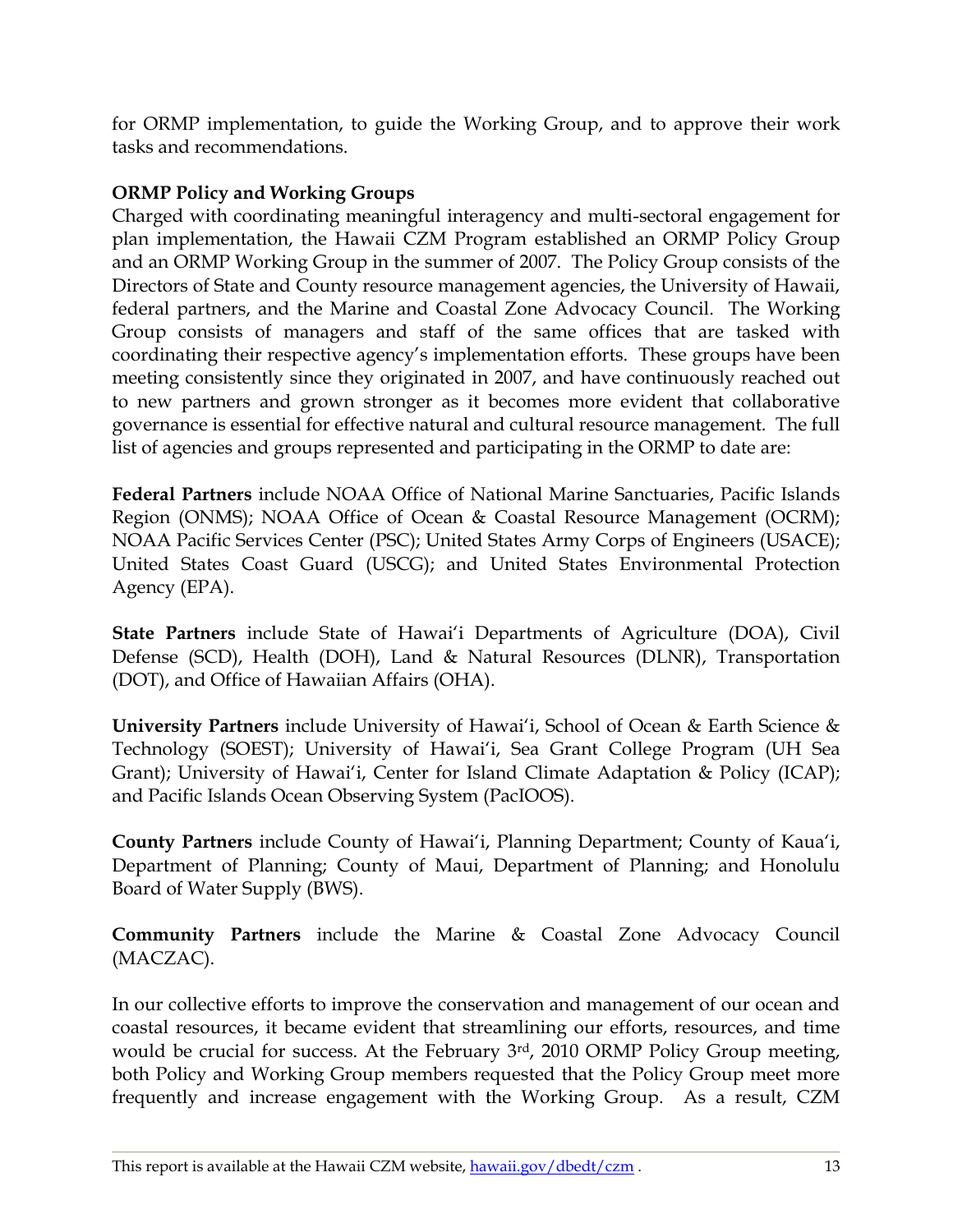for ORMP implementation, to guide the Working Group, and to approve their work tasks and recommendations.

**ORMP Policy and Working Groups**

Charged with coordinating meaningful interagency and multi-sectoral engagement for plan implementation, the Hawaii CZM Program established an ORMP Policy Group and an ORMP Working Group in the summer of 2007. The Policy Group consists of the Directors of State and County resource management agencies, the University of Hawaii, federal partners, and the Marine and Coastal Zone Advocacy Council. The Working Group consists of managers and staff of the same offices that are tasked with coordinating their respective agency's implementation efforts. These groups have been meeting consistently since they originated in 2007, and have continuously reached out to new partners and grown stronger as it becomes more evident that collaborative governance is essential for effective natural and cultural resource management. The full list of agencies and groups represented and participating in the ORMP to date are:

**Federal Partners** include NOAA Office of National Marine Sanctuaries, Pacific Islands Region (ONMS); NOAA Office of Ocean & Coastal Resource Management (OCRM); NOAA Pacific Services Center (PSC); United States Army Corps of Engineers (USACE); United States Coast Guard (USCG); and United States Environmental Protection Agency (EPA).

**State Partners** include State of Hawai'i Departments of Agriculture (DOA), Civil Defense (SCD), Health (DOH), Land & Natural Resources (DLNR), Transportation (DOT), and Office of Hawaiian Affairs (OHA).

**University Partners** include University of Hawai'i, School of Ocean & Earth Science & Technology (SOEST); University of Hawai'i, Sea Grant College Program (UH Sea Grant); University of Hawai'i, Center for Island Climate Adaptation & Policy (ICAP); and Pacific Islands Ocean Observing System (PacIOOS).

**County Partners** include County of Hawai'i, Planning Department; County of Kaua'i, Department of Planning; County of Maui, Department of Planning; and Honolulu Board of Water Supply (BWS).

**Community Partners** include the Marine & Coastal Zone Advocacy Council (MACZAC).

In our collective efforts to improve the conservation and management of our ocean and coastal resources, it became evident that streamlining our efforts, resources, and time would be crucial for success. At the February 3rd, 2010 ORMP Policy Group meeting, both Policy and Working Group members requested that the Policy Group meet more frequently and increase engagement with the Working Group. As a result, CZM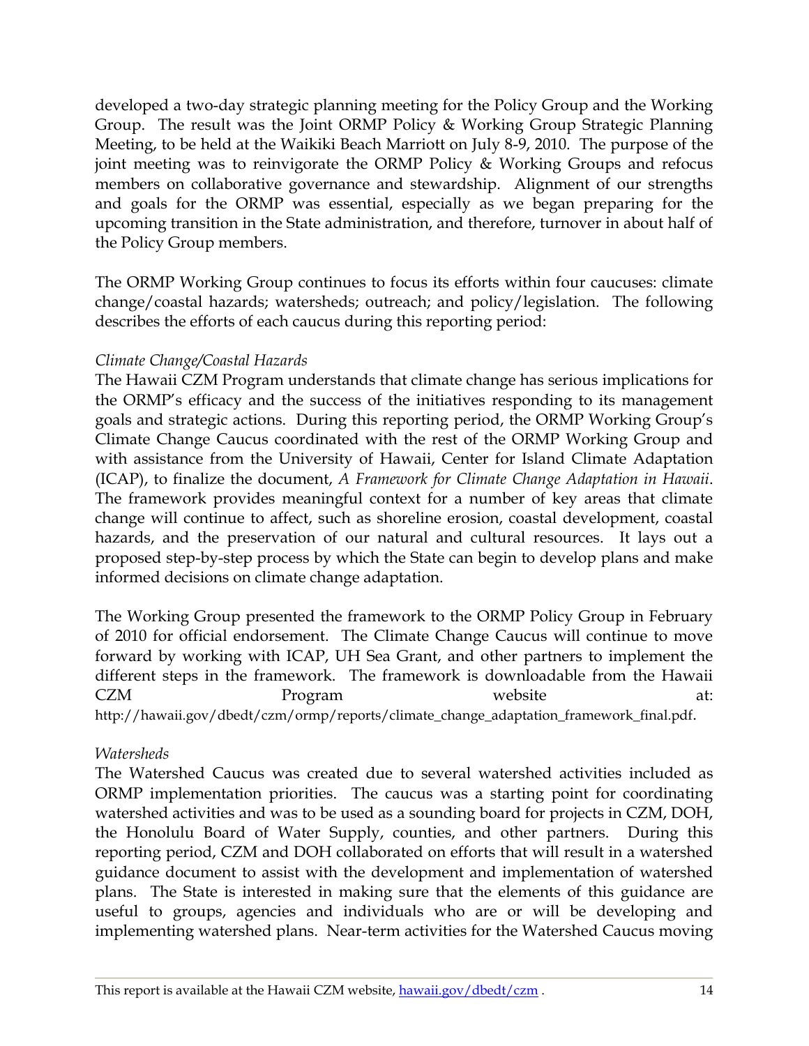developed a two-day strategic planning meeting for the Policy Group and the Working Group. The result was the Joint ORMP Policy & Working Group Strategic Planning Meeting, to be held at the Waikiki Beach Marriott on July 8-9, 2010. The purpose of the joint meeting was to reinvigorate the ORMP Policy & Working Groups and refocus members on collaborative governance and stewardship. Alignment of our strengths and goals for the ORMP was essential, especially as we began preparing for the upcoming transition in the State administration, and therefore, turnover in about half of the Policy Group members.

The ORMP Working Group continues to focus its efforts within four caucuses: climate change/coastal hazards; watersheds; outreach; and policy/legislation. The following describes the efforts of each caucus during this reporting period:

*Climate Change/Coastal Hazards*

The Hawaii CZM Program understands that climate change has serious implications for the ORMP's efficacy and the success of the initiatives responding to its management goals and strategic actions. During this reporting period, the ORMP Working Group's Climate Change Caucus coordinated with the rest of the ORMP Working Group and with assistance from the University of Hawaii, Center for Island Climate Adaptation (ICAP), to finalize the document, *A Framework for Climate Change Adaptation in Hawaii*. The framework provides meaningful context for a number of key areas that climate change will continue to affect, such as shoreline erosion, coastal development, coastal hazards, and the preservation of our natural and cultural resources. It lays out a proposed step-by-step process by which the State can begin to develop plans and make informed decisions on climate change adaptation.

The Working Group presented the framework to the ORMP Policy Group in February of 2010 for official endorsement. The Climate Change Caucus will continue to move forward by working with ICAP, UH Sea Grant, and other partners to implement the different steps in the framework. The framework is downloadable from the Hawaii CZM Program website at: http://hawaii.gov/dbedt/czm/ormp/reports/climate_change_adaptation_framework_final.pdf.

*Watersheds*

The Watershed Caucus was created due to several watershed activities included as ORMP implementation priorities. The caucus was a starting point for coordinating watershed activities and was to be used as a sounding board for projects in CZM, DOH, the Honolulu Board of Water Supply, counties, and other partners. During this reporting period, CZM and DOH collaborated on efforts that will result in a watershed guidance document to assist with the development and implementation of watershed plans. The State is interested in making sure that the elements of this guidance are useful to groups, agencies and individuals who are or will be developing and implementing watershed plans. Near-term activities for the Watershed Caucus moving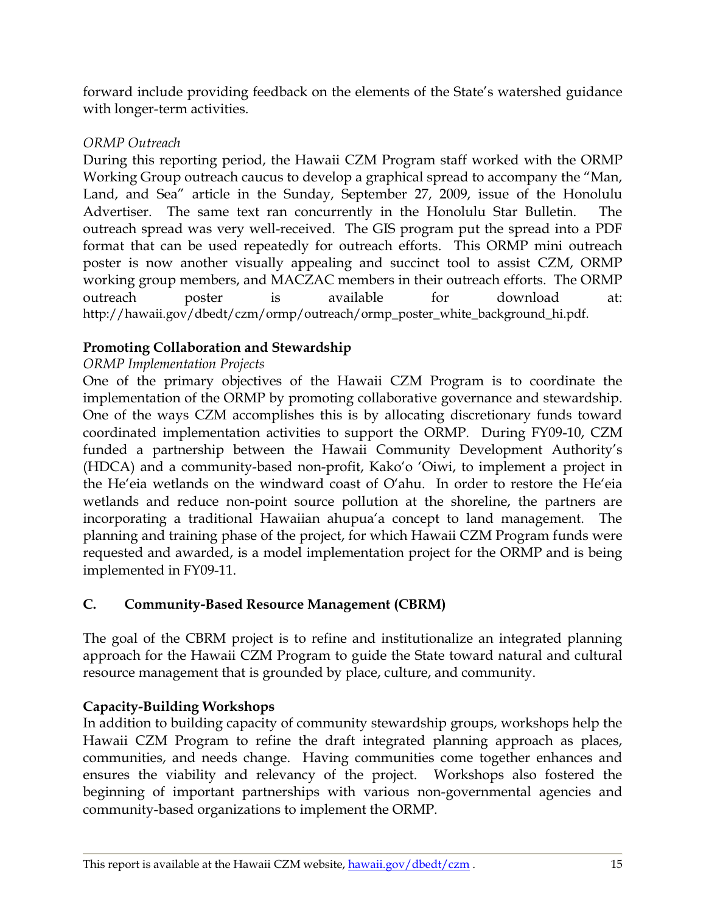forward include providing feedback on the elements of the State's watershed guidance with longer-term activities.

*ORMP Outreach*

During this reporting period, the Hawaii CZM Program staff worked with the ORMP Working Group outreach caucus to develop a graphical spread to accompany the "Man, Land, and Sea" article in the Sunday, September 27, 2009, issue of the Honolulu Advertiser. The same text ran concurrently in the Honolulu Star Bulletin. The outreach spread was very well-received. The GIS program put the spread into a PDF format that can be used repeatedly for outreach efforts. This ORMP mini outreach poster is now another visually appealing and succinct tool to assist CZM, ORMP working group members, and MACZAC members in their outreach efforts. The ORMP outreach poster is available for download at: http://hawaii.gov/dbedt/czm/ormp/outreach/ormp_poster_white_background_hi.pdf.

**Promoting Collaboration and Stewardship**

*ORMP Implementation Projects*

One of the primary objectives of the Hawaii CZM Program is to coordinate the implementation of the ORMP by promoting collaborative governance and stewardship. One of the ways CZM accomplishes this is by allocating discretionary funds toward coordinated implementation activities to support the ORMP. During FY09-10, CZM funded a partnership between the Hawaii Community Development Authority's (HDCA) and a community-based non-profit, Kako'o 'Oiwi, to implement a project in the He'eia wetlands on the windward coast of O'ahu. In order to restore the He'eia wetlands and reduce non-point source pollution at the shoreline, the partners are incorporating a traditional Hawaiian ahupua'a concept to land management. The planning and training phase of the project, for which Hawaii CZM Program funds were requested and awarded, is a model implementation project for the ORMP and is being implemented in FY09-11.

## C. Community-Based Resource Management (CBRM)

The goal of the CBRM project is to refine and institutionalize an integrated planning approach for the Hawaii CZM Program to guide the State toward natural and cultural resource management that is grounded by place, culture, and community.

**Capacity-Building Workshops**

In addition to building capacity of community stewardship groups, workshops help the Hawaii CZM Program to refine the draft integrated planning approach as places, communities, and needs change. Having communities come together enhances and ensures the viability and relevancy of the project. Workshops also fostered the beginning of important partnerships with various non-governmental agencies and community-based organizations to implement the ORMP.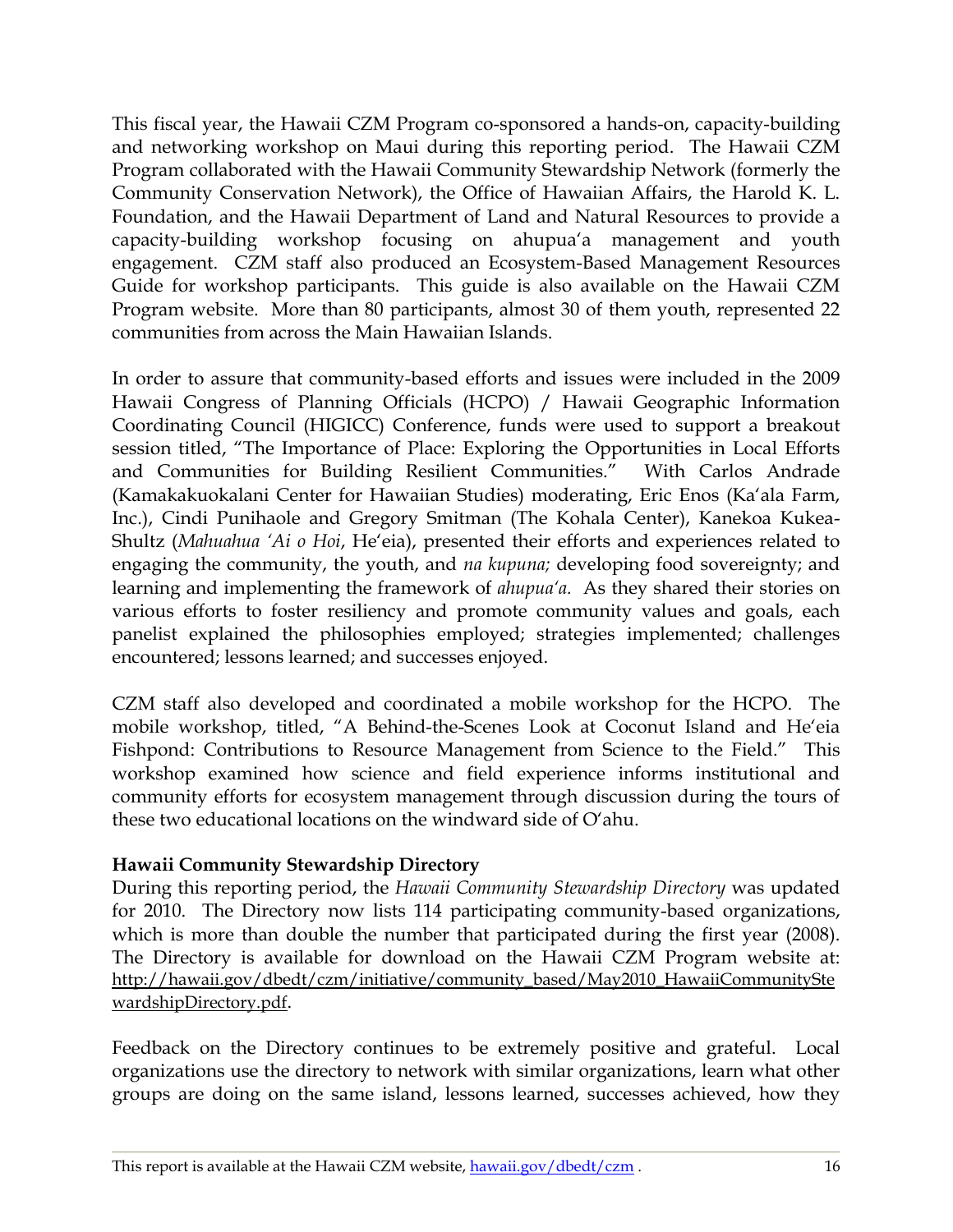This fiscal year, the Hawaii CZM Program co-sponsored a hands-on, capacity-building and networking workshop on Maui during this reporting period. The Hawaii CZM Program collaborated with the Hawaii Community Stewardship Network (formerly the Community Conservation Network), the Office of Hawaiian Affairs, the Harold K. L. Foundation, and the Hawaii Department of Land and Natural Resources to provide a capacity-building workshop focusing on ahupuaʻa management and youth engagement. CZM staff also produced an Ecosystem-Based Management Resources Guide for workshop participants. This guide is also available on the Hawaii CZM Program website. More than 80 participants, almost 30 of them youth, represented 22 communities from across the Main Hawaiian Islands.

In order to assure that community-based efforts and issues were included in the 2009 Hawaii Congress of Planning Officials (HCPO) / Hawaii Geographic Information Coordinating Council (HIGICC) Conference, funds were used to support a breakout session titled, "The Importance of Place: Exploring the Opportunities in Local Efforts and Communities for Building Resilient Communities." With Carlos Andrade (Kamakakuokalani Center for Hawaiian Studies) moderating, Eric Enos (Kaʻala Farm, Inc.), Cindi Punihaole and Gregory Smitman (The Kohala Center), Kanekoa Kukea-Shultz (*Mahuahua ʻAi o Hoi*, Heʻeia), presented their efforts and experiences related to engaging the community, the youth, and *na kupuna;* developing food sovereignty; and learning and implementing the framework of *ahupuaʻa.* As they shared their stories on various efforts to foster resiliency and promote community values and goals, each panelist explained the philosophies employed; strategies implemented; challenges encountered; lessons learned; and successes enjoyed.

CZM staff also developed and coordinated a mobile workshop for the HCPO. The mobile workshop, titled, "A Behind-the-Scenes Look at Coconut Island and Heʻeia Fishpond: Contributions to Resource Management from Science to the Field." This workshop examined how science and field experience informs institutional and community efforts for ecosystem management through discussion during the tours of these two educational locations on the windward side of Oʻahu.

**Hawaii Community Stewardship Directory**

During this reporting period, the *Hawaii Community Stewardship Directory* was updated for 2010. The Directory now lists 114 participating community-based organizations, which is more than double the number that participated during the first year (2008). The Directory is available for download on the Hawaii CZM Program website at: http://hawaii.gov/dbedt/czm/initiative/community_based/May2010_HawaiiCommunityStewardshipDirectory.pdf.

Feedback on the Directory continues to be extremely positive and grateful. Local organizations use the directory to network with similar organizations, learn what other groups are doing on the same island, lessons learned, successes achieved, how they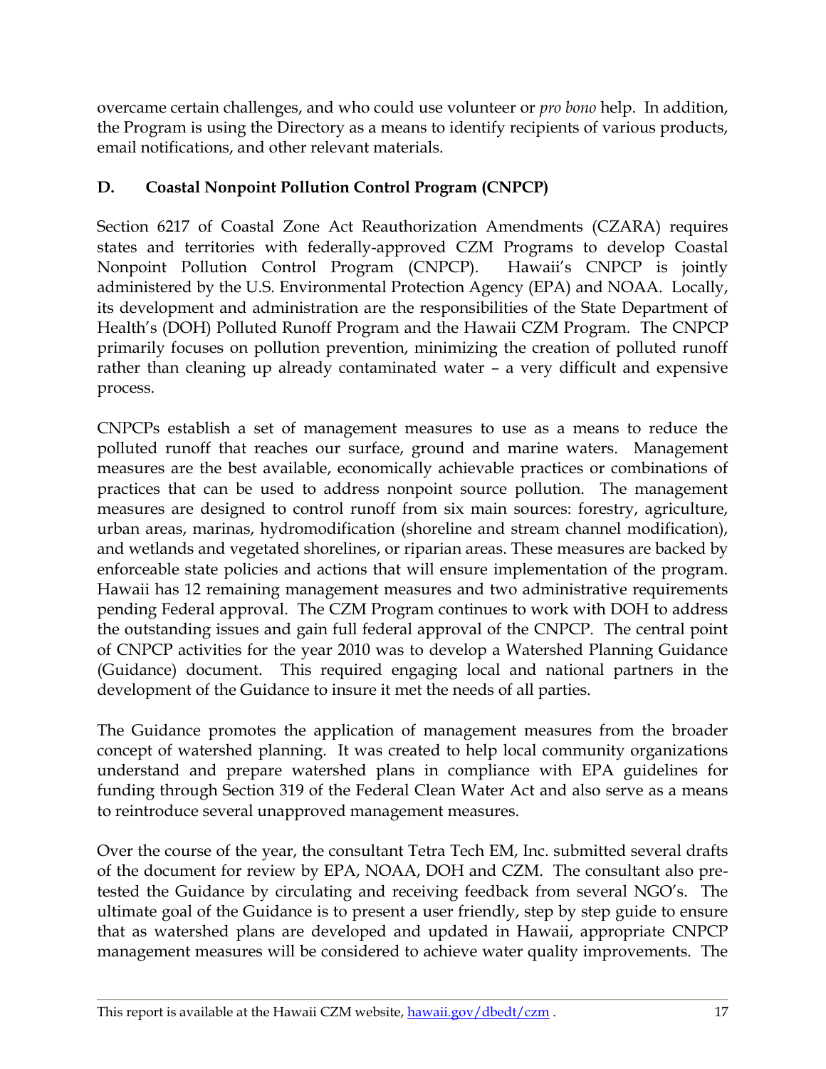overcame certain challenges, and who could use volunteer or *pro bono* help. In addition, the Program is using the Directory as a means to identify recipients of various products, email notifications, and other relevant materials.

### D. Coastal Nonpoint Pollution Control Program (CNPCP)

Section 6217 of Coastal Zone Act Reauthorization Amendments (CZARA) requires states and territories with federally-approved CZM Programs to develop Coastal Nonpoint Pollution Control Program (CNPCP). Hawaii's CNPCP is jointly administered by the U.S. Environmental Protection Agency (EPA) and NOAA. Locally, its development and administration are the responsibilities of the State Department of Health's (DOH) Polluted Runoff Program and the Hawaii CZM Program. The CNPCP primarily focuses on pollution prevention, minimizing the creation of polluted runoff rather than cleaning up already contaminated water – a very difficult and expensive process.

CNPCPs establish a set of management measures to use as a means to reduce the polluted runoff that reaches our surface, ground and marine waters. Management measures are the best available, economically achievable practices or combinations of practices that can be used to address nonpoint source pollution. The management measures are designed to control runoff from six main sources: forestry, agriculture, urban areas, marinas, hydromodification (shoreline and stream channel modification), and wetlands and vegetated shorelines, or riparian areas. These measures are backed by enforceable state policies and actions that will ensure implementation of the program. Hawaii has 12 remaining management measures and two administrative requirements pending Federal approval. The CZM Program continues to work with DOH to address the outstanding issues and gain full federal approval of the CNPCP. The central point of CNPCP activities for the year 2010 was to develop a Watershed Planning Guidance (Guidance) document. This required engaging local and national partners in the development of the Guidance to insure it met the needs of all parties.

The Guidance promotes the application of management measures from the broader concept of watershed planning. It was created to help local community organizations understand and prepare watershed plans in compliance with EPA guidelines for funding through Section 319 of the Federal Clean Water Act and also serve as a means to reintroduce several unapproved management measures.

Over the course of the year, the consultant Tetra Tech EM, Inc. submitted several drafts of the document for review by EPA, NOAA, DOH and CZM. The consultant also pre-tested the Guidance by circulating and receiving feedback from several NGO's. The ultimate goal of the Guidance is to present a user friendly, step by step guide to ensure that as watershed plans are developed and updated in Hawaii, appropriate CNPCP management measures will be considered to achieve water quality improvements. The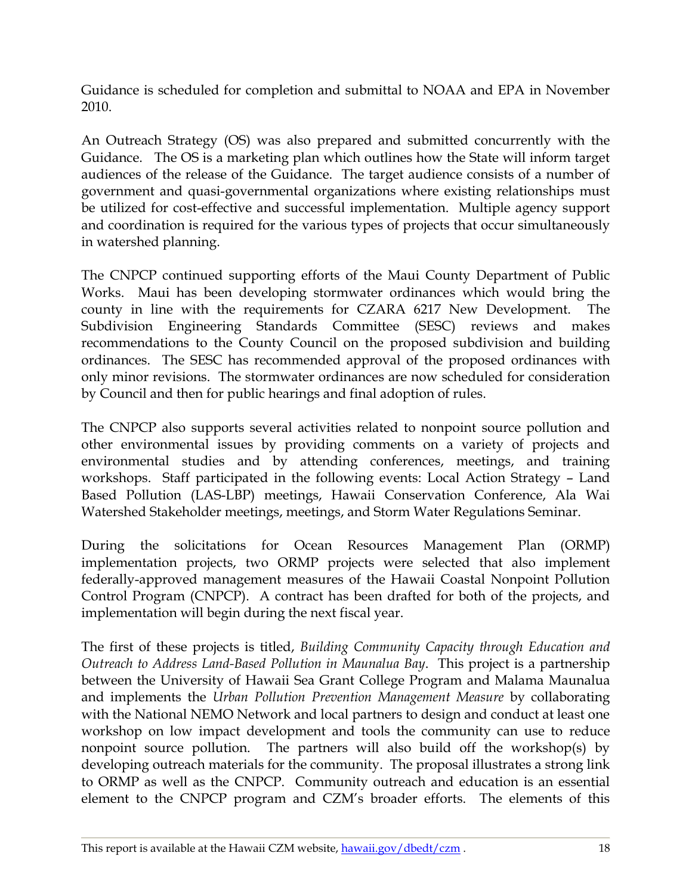Guidance is scheduled for completion and submittal to NOAA and EPA in November 2010.

An Outreach Strategy (OS) was also prepared and submitted concurrently with the Guidance. The OS is a marketing plan which outlines how the State will inform target audiences of the release of the Guidance. The target audience consists of a number of government and quasi-governmental organizations where existing relationships must be utilized for cost-effective and successful implementation. Multiple agency support and coordination is required for the various types of projects that occur simultaneously in watershed planning.

The CNPCP continued supporting efforts of the Maui County Department of Public Works. Maui has been developing stormwater ordinances which would bring the county in line with the requirements for CZARA 6217 New Development. The Subdivision Engineering Standards Committee (SESC) reviews and makes recommendations to the County Council on the proposed subdivision and building ordinances. The SESC has recommended approval of the proposed ordinances with only minor revisions. The stormwater ordinances are now scheduled for consideration by Council and then for public hearings and final adoption of rules.

The CNPCP also supports several activities related to nonpoint source pollution and other environmental issues by providing comments on a variety of projects and environmental studies and by attending conferences, meetings, and training workshops. Staff participated in the following events: Local Action Strategy – Land Based Pollution (LAS-LBP) meetings, Hawaii Conservation Conference, Ala Wai Watershed Stakeholder meetings, meetings, and Storm Water Regulations Seminar.

During the solicitations for Ocean Resources Management Plan (ORMP) implementation projects, two ORMP projects were selected that also implement federally-approved management measures of the Hawaii Coastal Nonpoint Pollution Control Program (CNPCP). A contract has been drafted for both of the projects, and implementation will begin during the next fiscal year.

The first of these projects is titled, *Building Community Capacity through Education and Outreach to Address Land-Based Pollution in Maunalua Bay*. This project is a partnership between the University of Hawaii Sea Grant College Program and Malama Maunalua and implements the *Urban Pollution Prevention Management Measure* by collaborating with the National NEMO Network and local partners to design and conduct at least one workshop on low impact development and tools the community can use to reduce nonpoint source pollution. The partners will also build off the workshop(s) by developing outreach materials for the community. The proposal illustrates a strong link to ORMP as well as the CNPCP. Community outreach and education is an essential element to the CNPCP program and CZM's broader efforts. The elements of this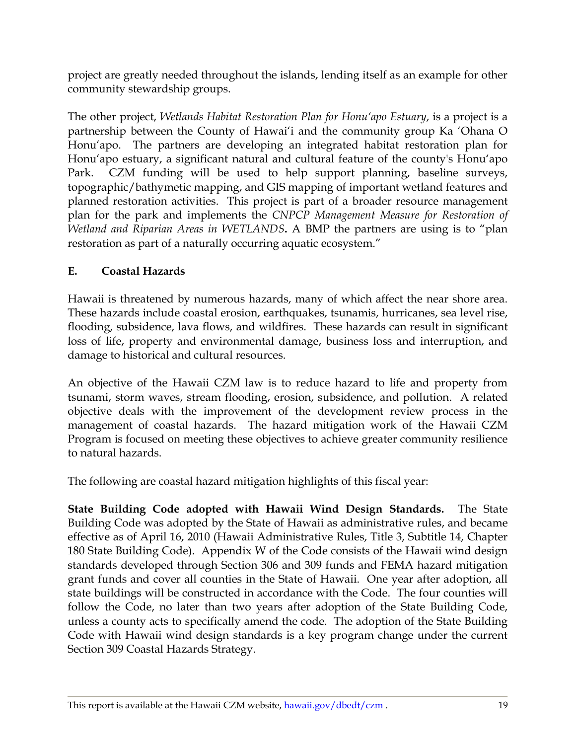project are greatly needed throughout the islands, lending itself as an example for other community stewardship groups.

The other project, *Wetlands Habitat Restoration Plan for Honu'apo Estuary*, is a project is a partnership between the County of Hawai'i and the community group Ka 'Ohana O Honu'apo. The partners are developing an integrated habitat restoration plan for Honu'apo estuary, a significant natural and cultural feature of the county's Honu'apo Park. CZM funding will be used to help support planning, baseline surveys, topographic/bathymetic mapping, and GIS mapping of important wetland features and planned restoration activities. This project is part of a broader resource management plan for the park and implements the *CNPCP Management Measure for Restoration of Wetland and Riparian Areas in WETLANDS*. A BMP the partners are using is to "plan restoration as part of a naturally occurring aquatic ecosystem."

## E. Coastal Hazards

Hawaii is threatened by numerous hazards, many of which affect the near shore area. These hazards include coastal erosion, earthquakes, tsunamis, hurricanes, sea level rise, flooding, subsidence, lava flows, and wildfires. These hazards can result in significant loss of life, property and environmental damage, business loss and interruption, and damage to historical and cultural resources.

An objective of the Hawaii CZM law is to reduce hazard to life and property from tsunami, storm waves, stream flooding, erosion, subsidence, and pollution. A related objective deals with the improvement of the development review process in the management of coastal hazards. The hazard mitigation work of the Hawaii CZM Program is focused on meeting these objectives to achieve greater community resilience to natural hazards.

The following are coastal hazard mitigation highlights of this fiscal year:

**State Building Code adopted with Hawaii Wind Design Standards.** The State Building Code was adopted by the State of Hawaii as administrative rules, and became effective as of April 16, 2010 (Hawaii Administrative Rules, Title 3, Subtitle 14, Chapter 180 State Building Code). Appendix W of the Code consists of the Hawaii wind design standards developed through Section 306 and 309 funds and FEMA hazard mitigation grant funds and cover all counties in the State of Hawaii. One year after adoption, all state buildings will be constructed in accordance with the Code. The four counties will follow the Code, no later than two years after adoption of the State Building Code, unless a county acts to specifically amend the code. The adoption of the State Building Code with Hawaii wind design standards is a key program change under the current Section 309 Coastal Hazards Strategy.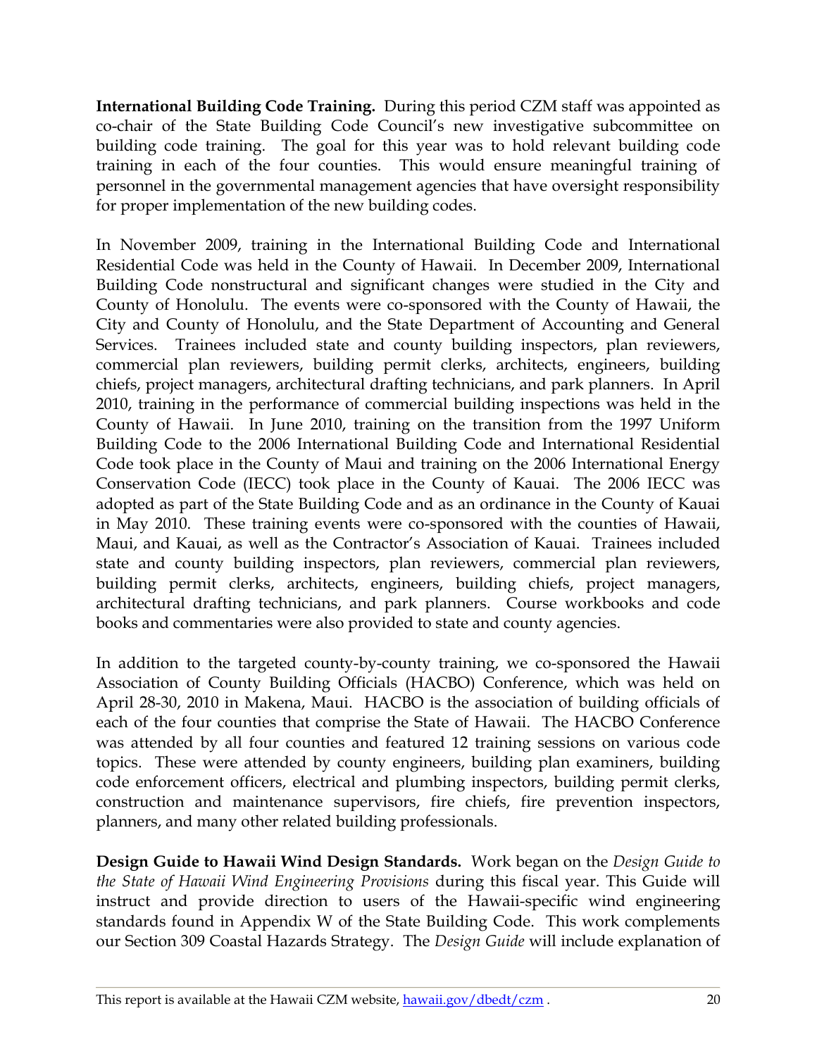**International Building Code Training.** During this period CZM staff was appointed as co-chair of the State Building Code Council's new investigative subcommittee on building code training. The goal for this year was to hold relevant building code training in each of the four counties. This would ensure meaningful training of personnel in the governmental management agencies that have oversight responsibility for proper implementation of the new building codes.

In November 2009, training in the International Building Code and International Residential Code was held in the County of Hawaii. In December 2009, International Building Code nonstructural and significant changes were studied in the City and County of Honolulu. The events were co-sponsored with the County of Hawaii, the City and County of Honolulu, and the State Department of Accounting and General Services. Trainees included state and county building inspectors, plan reviewers, commercial plan reviewers, building permit clerks, architects, engineers, building chiefs, project managers, architectural drafting technicians, and park planners. In April 2010, training in the performance of commercial building inspections was held in the County of Hawaii. In June 2010, training on the transition from the 1997 Uniform Building Code to the 2006 International Building Code and International Residential Code took place in the County of Maui and training on the 2006 International Energy Conservation Code (IECC) took place in the County of Kauai. The 2006 IECC was adopted as part of the State Building Code and as an ordinance in the County of Kauai in May 2010. These training events were co-sponsored with the counties of Hawaii, Maui, and Kauai, as well as the Contractor's Association of Kauai. Trainees included state and county building inspectors, plan reviewers, commercial plan reviewers, building permit clerks, architects, engineers, building chiefs, project managers, architectural drafting technicians, and park planners. Course workbooks and code books and commentaries were also provided to state and county agencies.

In addition to the targeted county-by-county training, we co-sponsored the Hawaii Association of County Building Officials (HACBO) Conference, which was held on April 28-30, 2010 in Makena, Maui. HACBO is the association of building officials of each of the four counties that comprise the State of Hawaii. The HACBO Conference was attended by all four counties and featured 12 training sessions on various code topics. These were attended by county engineers, building plan examiners, building code enforcement officers, electrical and plumbing inspectors, building permit clerks, construction and maintenance supervisors, fire chiefs, fire prevention inspectors, planners, and many other related building professionals.

**Design Guide to Hawaii Wind Design Standards.** Work began on the *Design Guide to the State of Hawaii Wind Engineering Provisions* during this fiscal year. This Guide will instruct and provide direction to users of the Hawaii-specific wind engineering standards found in Appendix W of the State Building Code. This work complements our Section 309 Coastal Hazards Strategy. The *Design Guide* will include explanation of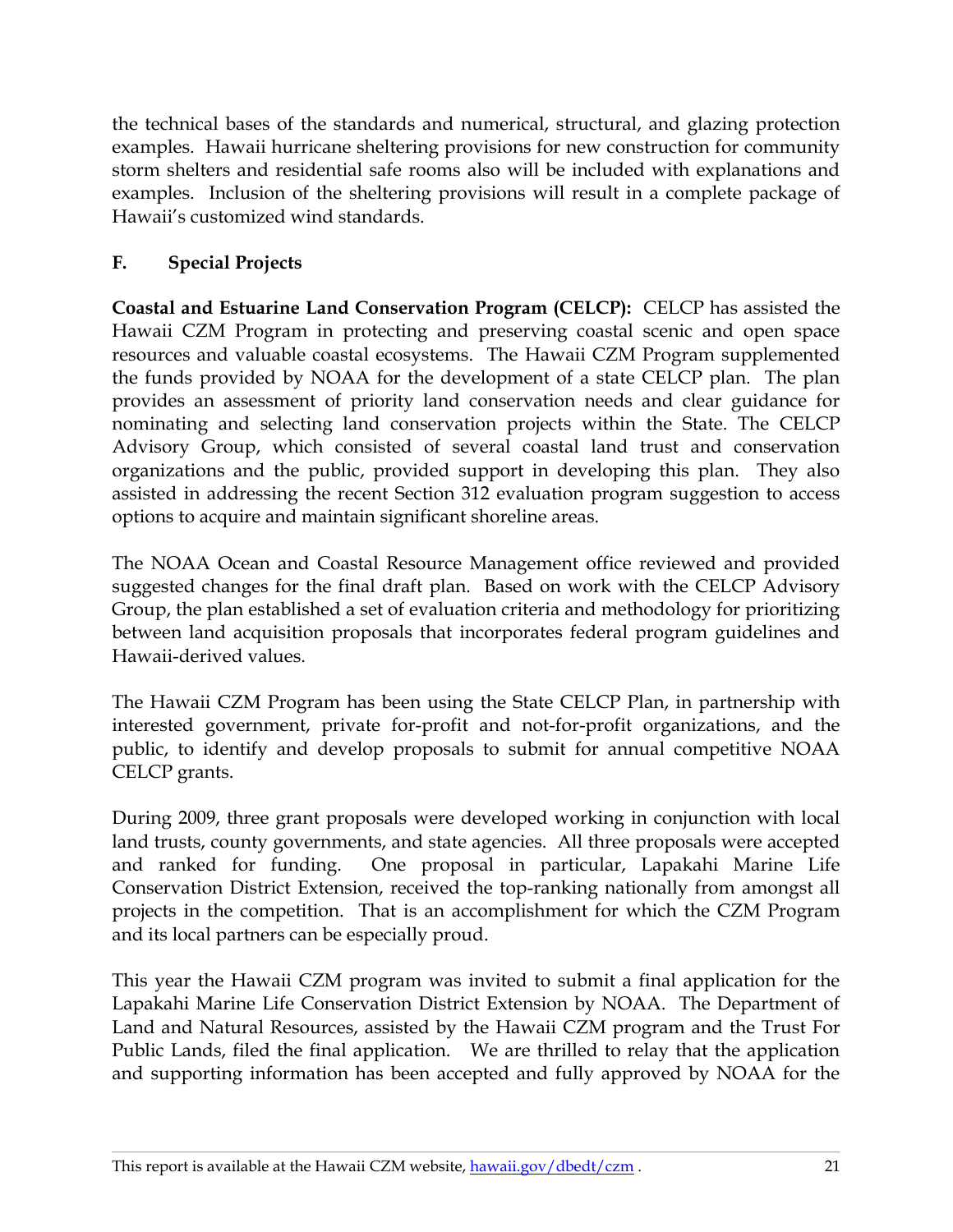the technical bases of the standards and numerical, structural, and glazing protection examples. Hawaii hurricane sheltering provisions for new construction for community storm shelters and residential safe rooms also will be included with explanations and examples. Inclusion of the sheltering provisions will result in a complete package of Hawaii's customized wind standards.

### F. Special Projects

**Coastal and Estuarine Land Conservation Program (CELCP):** CELCP has assisted the Hawaii CZM Program in protecting and preserving coastal scenic and open space resources and valuable coastal ecosystems. The Hawaii CZM Program supplemented the funds provided by NOAA for the development of a state CELCP plan. The plan provides an assessment of priority land conservation needs and clear guidance for nominating and selecting land conservation projects within the State. The CELCP Advisory Group, which consisted of several coastal land trust and conservation organizations and the public, provided support in developing this plan. They also assisted in addressing the recent Section 312 evaluation program suggestion to access options to acquire and maintain significant shoreline areas.

The NOAA Ocean and Coastal Resource Management office reviewed and provided suggested changes for the final draft plan. Based on work with the CELCP Advisory Group, the plan established a set of evaluation criteria and methodology for prioritizing between land acquisition proposals that incorporates federal program guidelines and Hawaii-derived values.

The Hawaii CZM Program has been using the State CELCP Plan, in partnership with interested government, private for-profit and not-for-profit organizations, and the public, to identify and develop proposals to submit for annual competitive NOAA CELCP grants.

During 2009, three grant proposals were developed working in conjunction with local land trusts, county governments, and state agencies. All three proposals were accepted and ranked for funding. One proposal in particular, Lapakahi Marine Life Conservation District Extension, received the top-ranking nationally from amongst all projects in the competition. That is an accomplishment for which the CZM Program and its local partners can be especially proud.

This year the Hawaii CZM program was invited to submit a final application for the Lapakahi Marine Life Conservation District Extension by NOAA. The Department of Land and Natural Resources, assisted by the Hawaii CZM program and the Trust For Public Lands, filed the final application. We are thrilled to relay that the application and supporting information has been accepted and fully approved by NOAA for the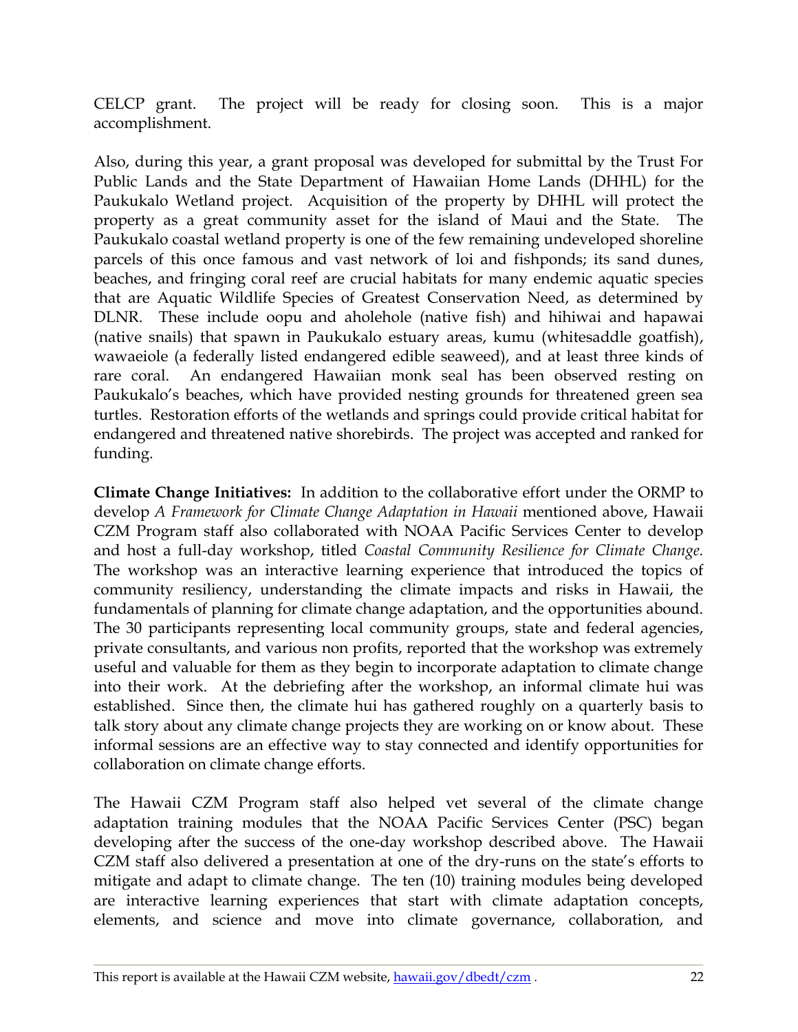CELCP grant. The project will be ready for closing soon. This is a major accomplishment.

Also, during this year, a grant proposal was developed for submittal by the Trust For Public Lands and the State Department of Hawaiian Home Lands (DHHL) for the Paukukalo Wetland project. Acquisition of the property by DHHL will protect the property as a great community asset for the island of Maui and the State. The Paukukalo coastal wetland property is one of the few remaining undeveloped shoreline parcels of this once famous and vast network of loi and fishponds; its sand dunes, beaches, and fringing coral reef are crucial habitats for many endemic aquatic species that are Aquatic Wildlife Species of Greatest Conservation Need, as determined by DLNR. These include oopu and aholehole (native fish) and hihiwai and hapawai (native snails) that spawn in Paukukalo estuary areas, kumu (whitesaddle goatfish), wawaeiole (a federally listed endangered edible seaweed), and at least three kinds of rare coral. An endangered Hawaiian monk seal has been observed resting on Paukukalo's beaches, which have provided nesting grounds for threatened green sea turtles. Restoration efforts of the wetlands and springs could provide critical habitat for endangered and threatened native shorebirds. The project was accepted and ranked for funding.

**Climate Change Initiatives:** In addition to the collaborative effort under the ORMP to develop *A Framework for Climate Change Adaptation in Hawaii* mentioned above, Hawaii CZM Program staff also collaborated with NOAA Pacific Services Center to develop and host a full-day workshop, titled *Coastal Community Resilience for Climate Change.* The workshop was an interactive learning experience that introduced the topics of community resiliency, understanding the climate impacts and risks in Hawaii, the fundamentals of planning for climate change adaptation, and the opportunities abound. The 30 participants representing local community groups, state and federal agencies, private consultants, and various non profits, reported that the workshop was extremely useful and valuable for them as they begin to incorporate adaptation to climate change into their work. At the debriefing after the workshop, an informal climate hui was established. Since then, the climate hui has gathered roughly on a quarterly basis to talk story about any climate change projects they are working on or know about. These informal sessions are an effective way to stay connected and identify opportunities for collaboration on climate change efforts.

The Hawaii CZM Program staff also helped vet several of the climate change adaptation training modules that the NOAA Pacific Services Center (PSC) began developing after the success of the one-day workshop described above. The Hawaii CZM staff also delivered a presentation at one of the dry-runs on the state's efforts to mitigate and adapt to climate change. The ten (10) training modules being developed are interactive learning experiences that start with climate adaptation concepts, elements, and science and move into climate governance, collaboration, and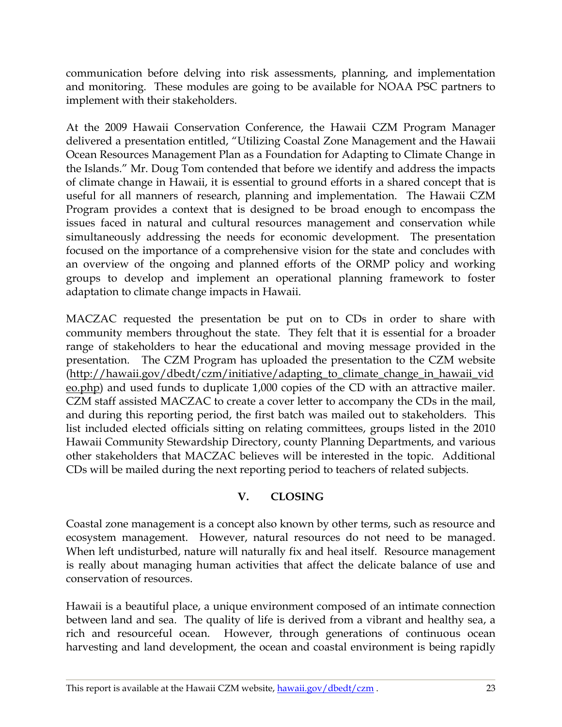communication before delving into risk assessments, planning, and implementation and monitoring. These modules are going to be available for NOAA PSC partners to implement with their stakeholders.

At the 2009 Hawaii Conservation Conference, the Hawaii CZM Program Manager delivered a presentation entitled, "Utilizing Coastal Zone Management and the Hawaii Ocean Resources Management Plan as a Foundation for Adapting to Climate Change in the Islands." Mr. Doug Tom contended that before we identify and address the impacts of climate change in Hawaii, it is essential to ground efforts in a shared concept that is useful for all manners of research, planning and implementation. The Hawaii CZM Program provides a context that is designed to be broad enough to encompass the issues faced in natural and cultural resources management and conservation while simultaneously addressing the needs for economic development. The presentation focused on the importance of a comprehensive vision for the state and concludes with an overview of the ongoing and planned efforts of the ORMP policy and working groups to develop and implement an operational planning framework to foster adaptation to climate change impacts in Hawaii.

MACZAC requested the presentation be put on to CDs in order to share with community members throughout the state. They felt that it is essential for a broader range of stakeholders to hear the educational and moving message provided in the presentation. The CZM Program has uploaded the presentation to the CZM website (http://hawaii.gov/dbedt/czm/initiative/adapting_to_climate_change_in_hawaii_video.php) and used funds to duplicate 1,000 copies of the CD with an attractive mailer. CZM staff assisted MACZAC to create a cover letter to accompany the CDs in the mail, and during this reporting period, the first batch was mailed out to stakeholders. This list included elected officials sitting on relating committees, groups listed in the 2010 Hawaii Community Stewardship Directory, county Planning Departments, and various other stakeholders that MACZAC believes will be interested in the topic. Additional CDs will be mailed during the next reporting period to teachers of related subjects.

## V. CLOSING

Coastal zone management is a concept also known by other terms, such as resource and ecosystem management. However, natural resources do not need to be managed. When left undisturbed, nature will naturally fix and heal itself. Resource management is really about managing human activities that affect the delicate balance of use and conservation of resources.

Hawaii is a beautiful place, a unique environment composed of an intimate connection between land and sea. The quality of life is derived from a vibrant and healthy sea, a rich and resourceful ocean. However, through generations of continuous ocean harvesting and land development, the ocean and coastal environment is being rapidly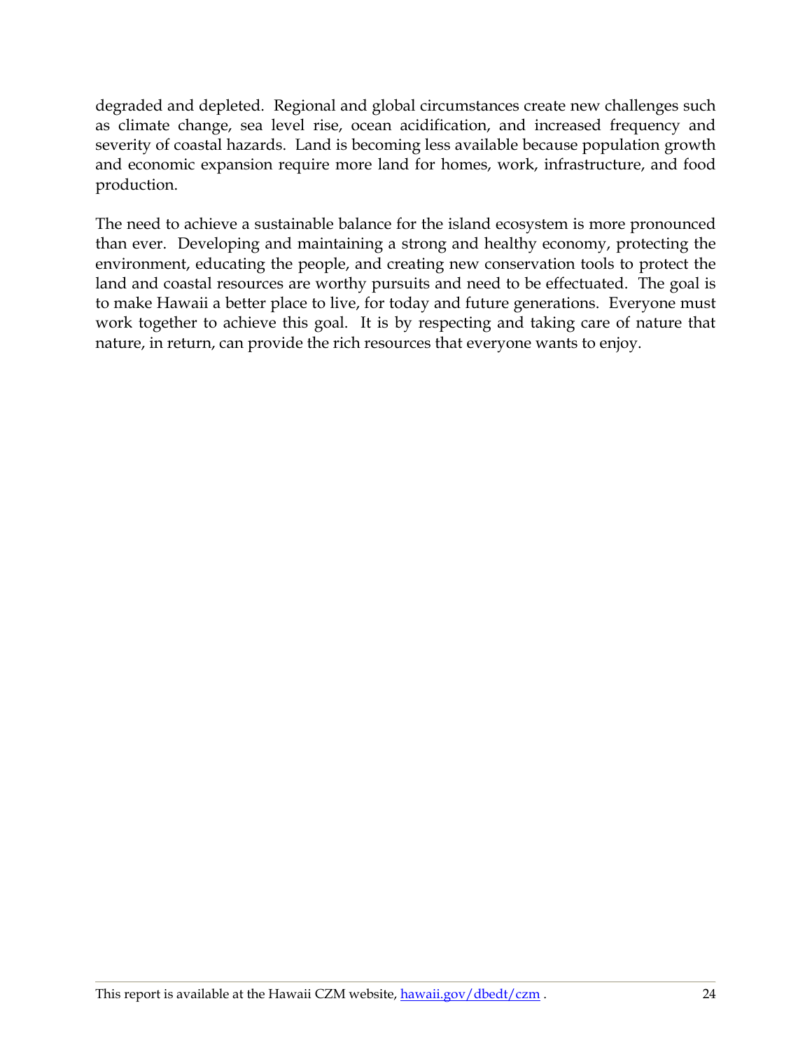degraded and depleted. Regional and global circumstances create new challenges such as climate change, sea level rise, ocean acidification, and increased frequency and severity of coastal hazards. Land is becoming less available because population growth and economic expansion require more land for homes, work, infrastructure, and food production.

The need to achieve a sustainable balance for the island ecosystem is more pronounced than ever. Developing and maintaining a strong and healthy economy, protecting the environment, educating the people, and creating new conservation tools to protect the land and coastal resources are worthy pursuits and need to be effectuated. The goal is to make Hawaii a better place to live, for today and future generations. Everyone must work together to achieve this goal. It is by respecting and taking care of nature that nature, in return, can provide the rich resources that everyone wants to enjoy.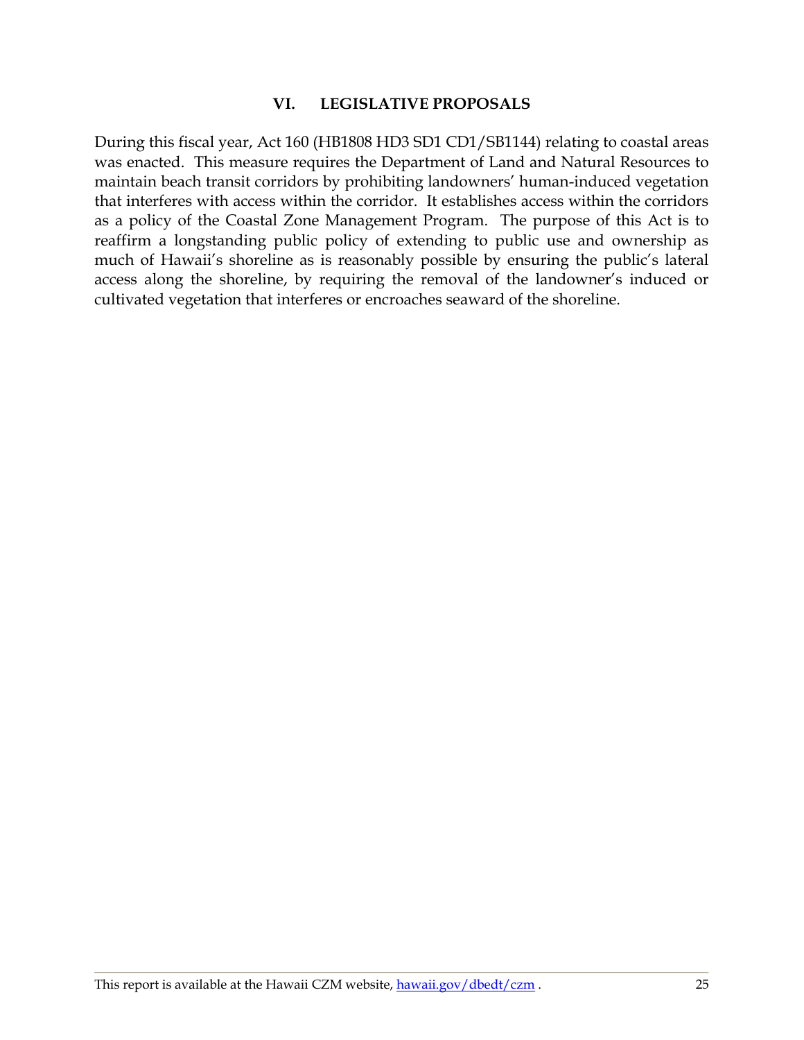## VI. LEGISLATIVE PROPOSALS

During this fiscal year, Act 160 (HB1808 HD3 SD1 CD1/SB1144) relating to coastal areas was enacted. This measure requires the Department of Land and Natural Resources to maintain beach transit corridors by prohibiting landowners' human-induced vegetation that interferes with access within the corridor. It establishes access within the corridors as a policy of the Coastal Zone Management Program. The purpose of this Act is to reaffirm a longstanding public policy of extending to public use and ownership as much of Hawaii's shoreline as is reasonably possible by ensuring the public's lateral access along the shoreline, by requiring the removal of the landowner's induced or cultivated vegetation that interferes or encroaches seaward of the shoreline.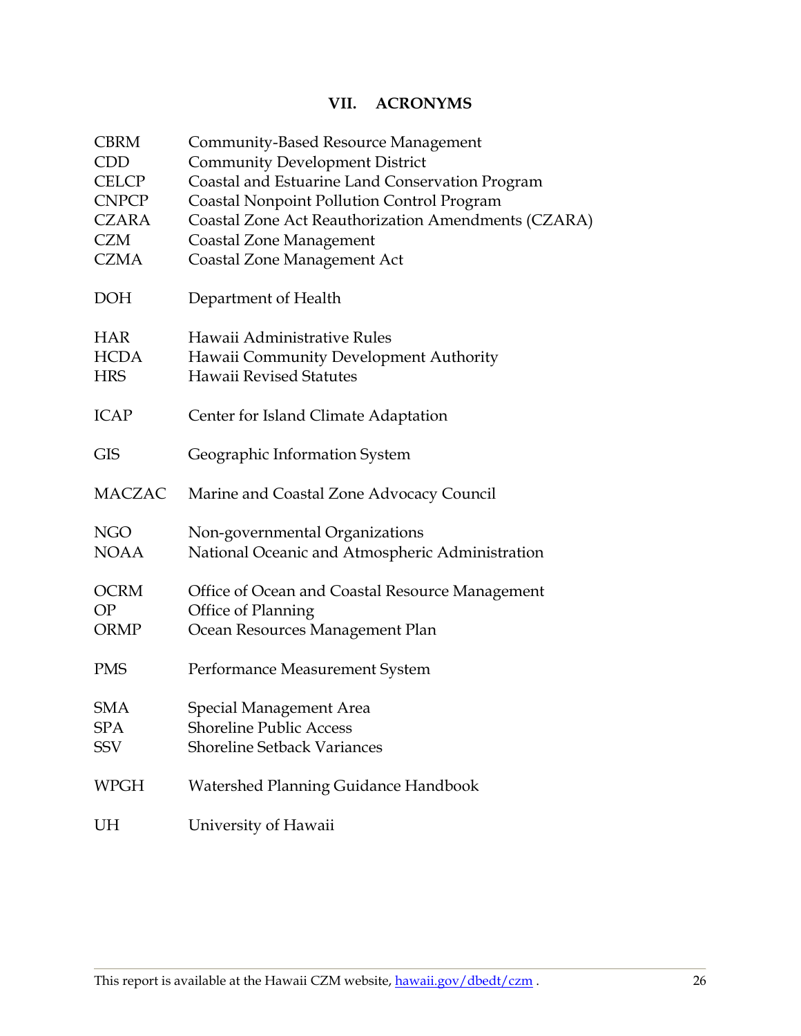# VII. ACRONYMS

| | |
|---|---|
| CBRM | Community-Based Resource Management |
| CDD | Community Development District |
| CELCP | Coastal and Estuarine Land Conservation Program |
| CNPCP | Coastal Nonpoint Pollution Control Program |
| CZARA | Coastal Zone Act Reauthorization Amendments (CZARA) |
| CZM | Coastal Zone Management |
| CZMA | Coastal Zone Management Act |
| DOH | Department of Health |
| HAR | Hawaii Administrative Rules |
| HCDA | Hawaii Community Development Authority |
| HRS | Hawaii Revised Statutes |
| ICAP | Center for Island Climate Adaptation |
| GIS | Geographic Information System |
| MACZAC | Marine and Coastal Zone Advocacy Council |
| NGO | Non-governmental Organizations |
| NOAA | National Oceanic and Atmospheric Administration |
| OCRM | Office of Ocean and Coastal Resource Management |
| OP | Office of Planning |
| ORMP | Ocean Resources Management Plan |
| PMS | Performance Measurement System |
| SMA | Special Management Area |
| SPA | Shoreline Public Access |
| SSV | Shoreline Setback Variances |
| WPGH | Watershed Planning Guidance Handbook |
| UH | University of Hawaii |